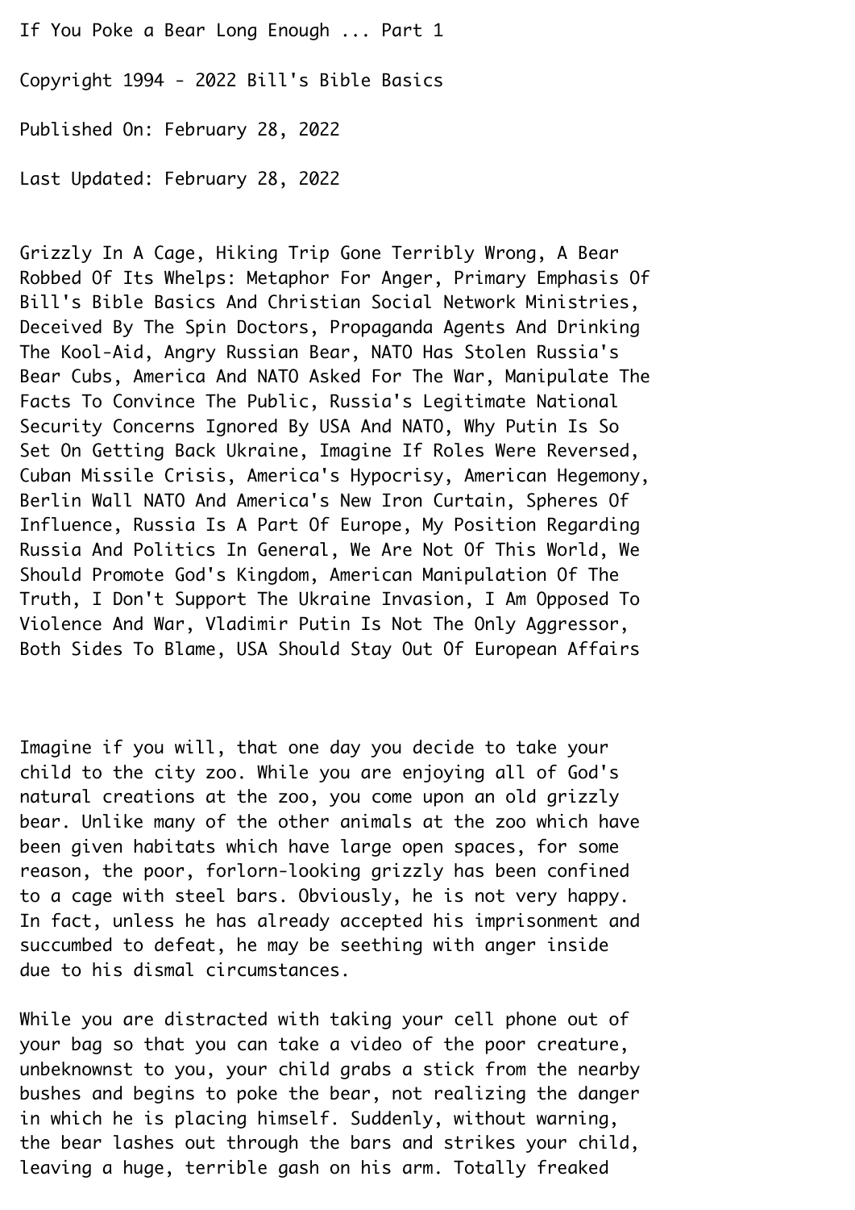# If You Poke a Bear Long Enough ... Part 1

Copyright 1994 - 2022 Bill's Bible Basics

Published On: February 28, 2022

Last Updated: February 28, 2022

Grizzly In A Cage, Hiking Trip Gone Terribly Wrong, A Bear Robbed Of Its Whelps: Metaphor For Anger, Primary Emphasis Of Bill's Bible Basics And Christian Social Network Ministries, Deceived By The Spin Doctors, Propaganda Agents And Drinking The Kool-Aid, Angry Russian Bear, NATO Has Stolen Russia's Bear Cubs, America And NATO Asked For The War, Manipulate The Facts To Convince The Public, Russia's Legitimate National Security Concerns Ignored By USA And NATO, Why Putin Is So Set On Getting Back Ukraine, Imagine If Roles Were Reversed, Cuban Missile Crisis, America's Hypocrisy, American Hegemony, Berlin Wall NATO And America's New Iron Curtain, Spheres Of Influence, Russia Is A Part Of Europe, My Position Regarding Russia And Politics In General, We Are Not Of This World, We Should Promote God's Kingdom, American Manipulation Of The Truth, I Don't Support The Ukraine Invasion, I Am Opposed To Violence And War, Vladimir Putin Is Not The Only Aggressor, Both Sides To Blame, USA Should Stay Out Of European Affairs

Imagine if you will, that one day you decide to take your child to the city zoo. While you are enjoying all of God's natural creations at the zoo, you come upon an old grizzly bear. Unlike many of the other animals at the zoo which have been given habitats which have large open spaces, for some reason, the poor, forlorn-looking grizzly has been confined to a cage with steel bars. Obviously, he is not very happy. In fact, unless he has already accepted his imprisonment and succumbed to defeat, he may be seething with anger inside due to his dismal circumstances.

While you are distracted with taking your cell phone out of your bag so that you can take a video of the poor creature, unbeknownst to you, your child grabs a stick from the nearby bushes and begins to poke the bear, not realizing the danger in which he is placing himself. Suddenly, without warning, the bear lashes out through the bars and strikes your child, leaving a huge, terrible gash on his arm. Totally freaked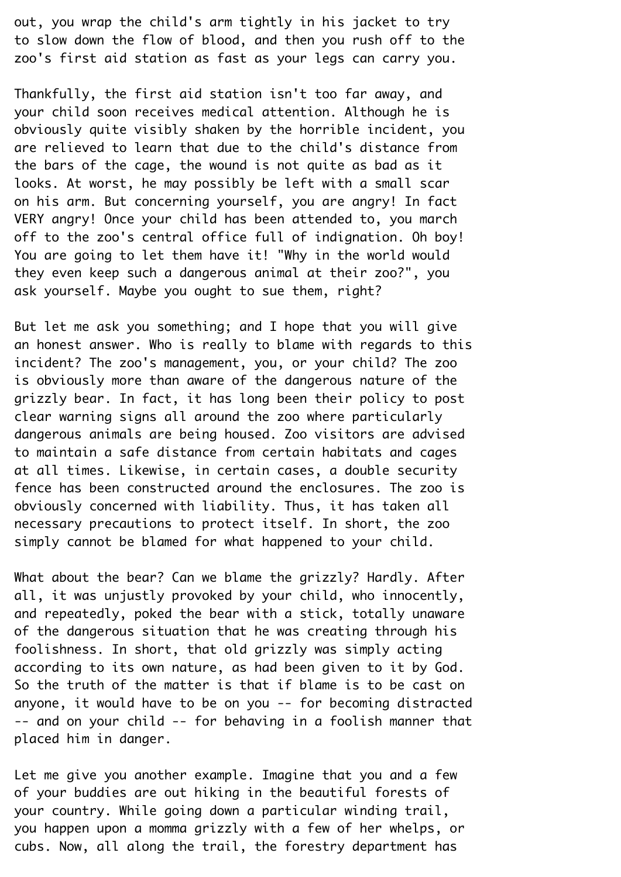out, you wrap the child's arm tightly in his jacket to try to slow down the flow of blood, and then you rush off to the zoo's first aid station as fast as your legs can carry you.

Thankfully, the first aid station isn't too far away, and your child soon receives medical attention. Although he is obviously quite visibly shaken by the horrible incident, you are relieved to learn that due to the child's distance from the bars of the cage, the wound is not quite as bad as it looks. At worst, he may possibly be left with a small scar on his arm. But concerning yourself, you are angry! In fact VERY angry! Once your child has been attended to, you march off to the zoo's central office full of indignation. Oh boy! You are going to let them have it! "Why in the world would they even keep such a dangerous animal at their zoo?", you ask yourself. Maybe you ought to sue them, right?

But let me ask you something; and I hope that you will give an honest answer. Who is really to blame with regards to this incident? The zoo's management, you, or your child? The zoo is obviously more than aware of the dangerous nature of the grizzly bear. In fact, it has long been their policy to post clear warning signs all around the zoo where particularly dangerous animals are being housed. Zoo visitors are advised to maintain a safe distance from certain habitats and cages at all times. Likewise, in certain cases, a double security fence has been constructed around the enclosures. The zoo is obviously concerned with liability. Thus, it has taken all necessary precautions to protect itself. In short, the zoo simply cannot be blamed for what happened to your child.

What about the bear? Can we blame the grizzly? Hardly. After all, it was unjustly provoked by your child, who innocently, and repeatedly, poked the bear with a stick, totally unaware of the dangerous situation that he was creating through his foolishness. In short, that old grizzly was simply acting according to its own nature, as had been given to it by God. So the truth of the matter is that if blame is to be cast on anyone, it would have to be on you -- for becoming distracted -- and on your child -- for behaving in a foolish manner that placed him in danger.

Let me give you another example. Imagine that you and a few of your buddies are out hiking in the beautiful forests of your country. While going down a particular winding trail, you happen upon a momma grizzly with a few of her whelps, or cubs. Now, all along the trail, the forestry department has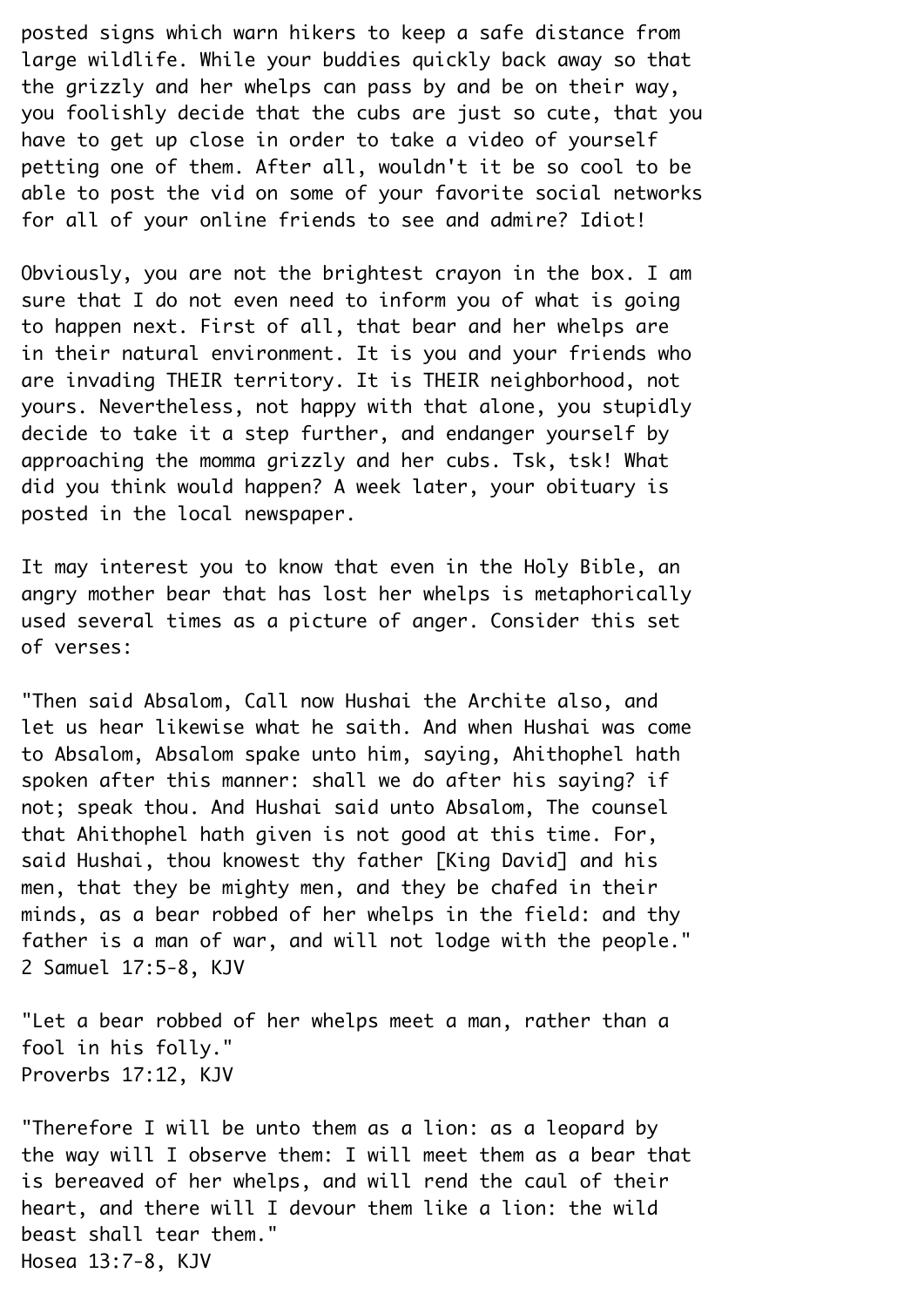posted signs which warn hikers to keep a safe distance from large wildlife. While your buddies quickly back away so that the grizzly and her whelps can pass by and be on their way, you foolishly decide that the cubs are just so cute, that you have to get up close in order to take a video of yourself petting one of them. After all, wouldn't it be so cool to be able to post the vid on some of your favorite social networks for all of your online friends to see and admire? Idiot!

Obviously, you are not the brightest crayon in the box. I am sure that I do not even need to inform you of what is going to happen next. First of all, that bear and her whelps are in their natural environment. It is you and your friends who are invading THEIR territory. It is THEIR neighborhood, not yours. Nevertheless, not happy with that alone, you stupidly decide to take it a step further, and endanger yourself by approaching the momma grizzly and her cubs. Tsk, tsk! What did you think would happen? A week later, your obituary is posted in the local newspaper.

It may interest you to know that even in the Holy Bible, an angry mother bear that has lost her whelps is metaphorically used several times as a picture of anger. Consider this set of verses:

"Then said Absalom, Call now Hushai the Archite also, and let us hear likewise what he saith. And when Hushai was come to Absalom, Absalom spake unto him, saying, Ahithophel hath spoken after this manner: shall we do after his saying? if not; speak thou. And Hushai said unto Absalom, The counsel that Ahithophel hath given is not good at this time. For, said Hushai, thou knowest thy father [King David] and his men, that they be mighty men, and they be chafed in their minds, as a bear robbed of her whelps in the field: and thy father is a man of war, and will not lodge with the people."
2 Samuel 17:5-8, KJV

"Let a bear robbed of her whelps meet a man, rather than a fool in his folly."
Proverbs 17:12, KJV

"Therefore I will be unto them as a lion: as a leopard by the way will I observe them: I will meet them as a bear that is bereaved of her whelps, and will rend the caul of their heart, and there will I devour them like a lion: the wild beast shall tear them."
Hosea 13:7-8, KJV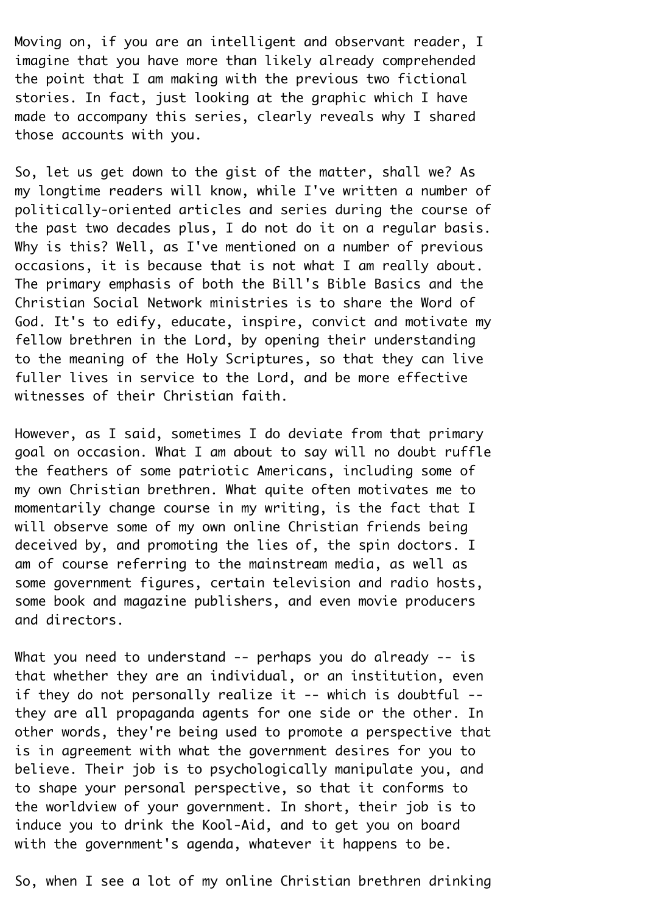Moving on, if you are an intelligent and observant reader, I imagine that you have more than likely already comprehended the point that I am making with the previous two fictional stories. In fact, just looking at the graphic which I have made to accompany this series, clearly reveals why I shared those accounts with you.

So, let us get down to the gist of the matter, shall we? As my longtime readers will know, while I've written a number of politically-oriented articles and series during the course of the past two decades plus, I do not do it on a regular basis. Why is this? Well, as I've mentioned on a number of previous occasions, it is because that is not what I am really about. The primary emphasis of both the Bill's Bible Basics and the Christian Social Network ministries is to share the Word of God. It's to edify, educate, inspire, convict and motivate my fellow brethren in the Lord, by opening their understanding to the meaning of the Holy Scriptures, so that they can live fuller lives in service to the Lord, and be more effective witnesses of their Christian faith.

However, as I said, sometimes I do deviate from that primary goal on occasion. What I am about to say will no doubt ruffle the feathers of some patriotic Americans, including some of my own Christian brethren. What quite often motivates me to momentarily change course in my writing, is the fact that I will observe some of my own online Christian friends being deceived by, and promoting the lies of, the spin doctors. I am of course referring to the mainstream media, as well as some government figures, certain television and radio hosts, some book and magazine publishers, and even movie producers and directors.

What you need to understand -- perhaps you do already -- is that whether they are an individual, or an institution, even if they do not personally realize it -- which is doubtful -- they are all propaganda agents for one side or the other. In other words, they're being used to promote a perspective that is in agreement with what the government desires for you to believe. Their job is to psychologically manipulate you, and to shape your personal perspective, so that it conforms to the worldview of your government. In short, their job is to induce you to drink the Kool-Aid, and to get you on board with the government's agenda, whatever it happens to be.

So, when I see a lot of my online Christian brethren drinking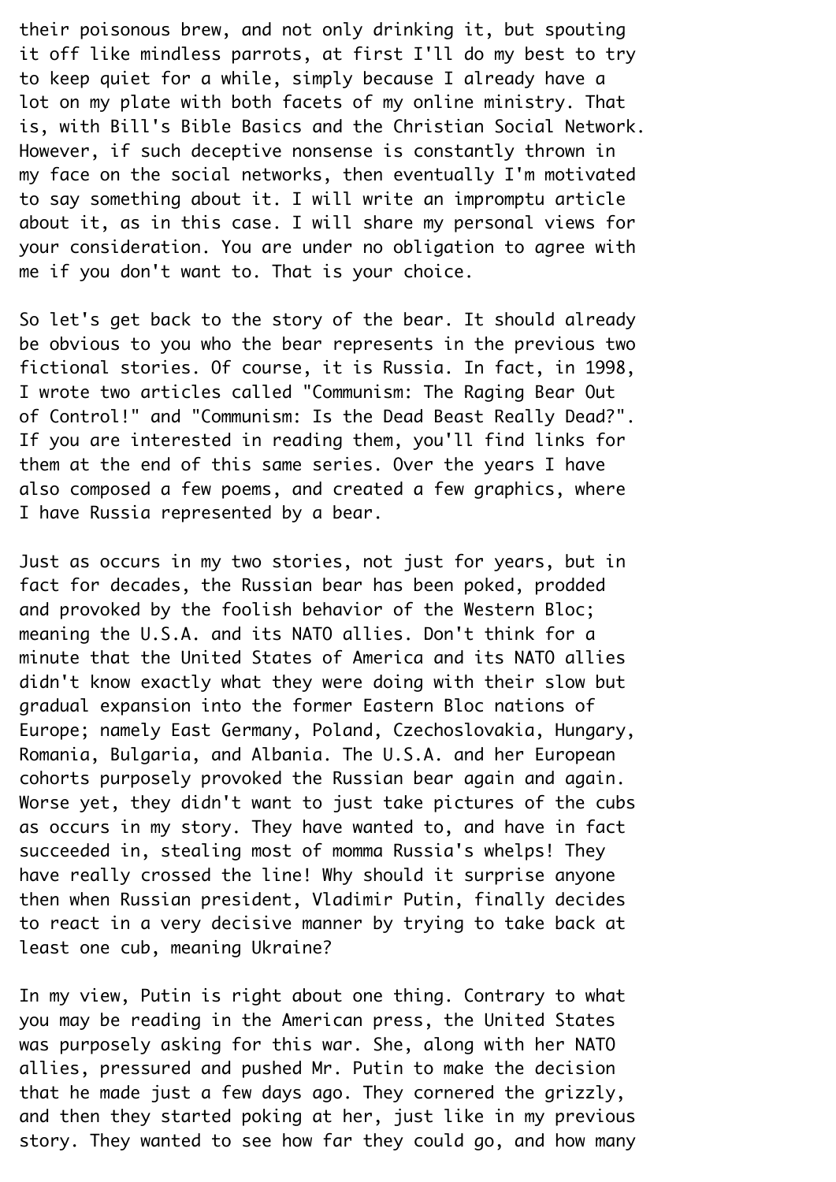their poisonous brew, and not only drinking it, but spouting it off like mindless parrots, at first I'll do my best to try to keep quiet for a while, simply because I already have a lot on my plate with both facets of my online ministry. That is, with Bill's Bible Basics and the Christian Social Network. However, if such deceptive nonsense is constantly thrown in my face on the social networks, then eventually I'm motivated to say something about it. I will write an impromptu article about it, as in this case. I will share my personal views for your consideration. You are under no obligation to agree with me if you don't want to. That is your choice.

So let's get back to the story of the bear. It should already be obvious to you who the bear represents in the previous two fictional stories. Of course, it is Russia. In fact, in 1998, I wrote two articles called "Communism: The Raging Bear Out of Control!" and "Communism: Is the Dead Beast Really Dead?". If you are interested in reading them, you'll find links for them at the end of this same series. Over the years I have also composed a few poems, and created a few graphics, where I have Russia represented by a bear.

Just as occurs in my two stories, not just for years, but in fact for decades, the Russian bear has been poked, prodded and provoked by the foolish behavior of the Western Bloc; meaning the U.S.A. and its NATO allies. Don't think for a minute that the United States of America and its NATO allies didn't know exactly what they were doing with their slow but gradual expansion into the former Eastern Bloc nations of Europe; namely East Germany, Poland, Czechoslovakia, Hungary, Romania, Bulgaria, and Albania. The U.S.A. and her European cohorts purposely provoked the Russian bear again and again. Worse yet, they didn't want to just take pictures of the cubs as occurs in my story. They have wanted to, and have in fact succeeded in, stealing most of momma Russia's whelps! They have really crossed the line! Why should it surprise anyone then when Russian president, Vladimir Putin, finally decides to react in a very decisive manner by trying to take back at least one cub, meaning Ukraine?

In my view, Putin is right about one thing. Contrary to what you may be reading in the American press, the United States was purposely asking for this war. She, along with her NATO allies, pressured and pushed Mr. Putin to make the decision that he made just a few days ago. They cornered the grizzly, and then they started poking at her, just like in my previous story. They wanted to see how far they could go, and how many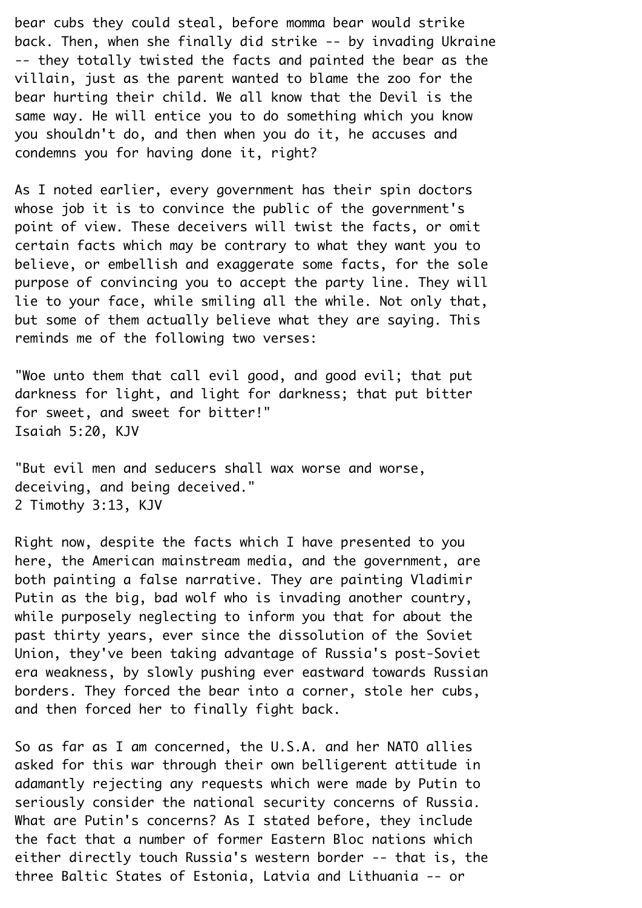bear cubs they could steal, before momma bear would strike back. Then, when she finally did strike -- by invading Ukraine -- they totally twisted the facts and painted the bear as the villain, just as the parent wanted to blame the zoo for the bear hurting their child. We all know that the Devil is the same way. He will entice you to do something which you know you shouldn't do, and then when you do it, he accuses and condemns you for having done it, right?

As I noted earlier, every government has their spin doctors whose job it is to convince the public of the government's point of view. These deceivers will twist the facts, or omit certain facts which may be contrary to what they want you to believe, or embellish and exaggerate some facts, for the sole purpose of convincing you to accept the party line. They will lie to your face, while smiling all the while. Not only that, but some of them actually believe what they are saying. This reminds me of the following two verses:

"Woe unto them that call evil good, and good evil; that put darkness for light, and light for darkness; that put bitter for sweet, and sweet for bitter!"
Isaiah 5:20, KJV

"But evil men and seducers shall wax worse and worse, deceiving, and being deceived."
2 Timothy 3:13, KJV

Right now, despite the facts which I have presented to you here, the American mainstream media, and the government, are both painting a false narrative. They are painting Vladimir Putin as the big, bad wolf who is invading another country, while purposely neglecting to inform you that for about the past thirty years, ever since the dissolution of the Soviet Union, they've been taking advantage of Russia's post-Soviet era weakness, by slowly pushing ever eastward towards Russian borders. They forced the bear into a corner, stole her cubs, and then forced her to finally fight back.

So as far as I am concerned, the U.S.A. and her NATO allies asked for this war through their own belligerent attitude in adamantly rejecting any requests which were made by Putin to seriously consider the national security concerns of Russia. What are Putin's concerns? As I stated before, they include the fact that a number of former Eastern Bloc nations which either directly touch Russia's western border -- that is, the three Baltic States of Estonia, Latvia and Lithuania -- or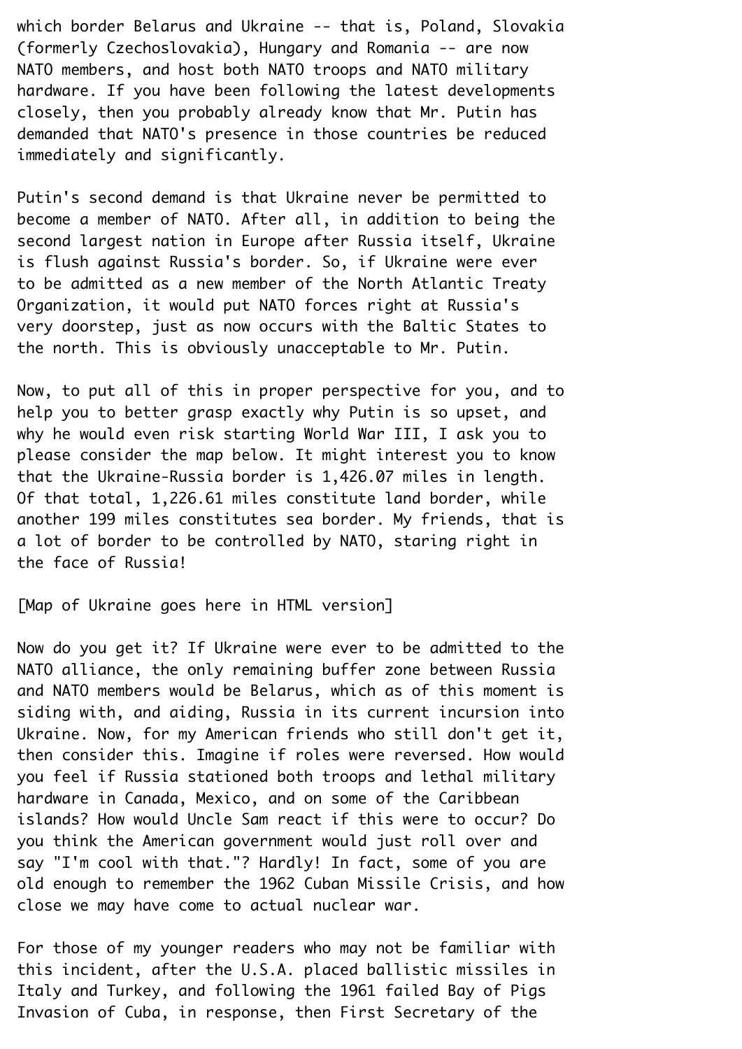which border Belarus and Ukraine -- that is, Poland, Slovakia (formerly Czechoslovakia), Hungary and Romania -- are now NATO members, and host both NATO troops and NATO military hardware. If you have been following the latest developments closely, then you probably already know that Mr. Putin has demanded that NATO's presence in those countries be reduced immediately and significantly.

Putin's second demand is that Ukraine never be permitted to become a member of NATO. After all, in addition to being the second largest nation in Europe after Russia itself, Ukraine is flush against Russia's border. So, if Ukraine were ever to be admitted as a new member of the North Atlantic Treaty Organization, it would put NATO forces right at Russia's very doorstep, just as now occurs with the Baltic States to the north. This is obviously unacceptable to Mr. Putin.

Now, to put all of this in proper perspective for you, and to help you to better grasp exactly why Putin is so upset, and why he would even risk starting World War III, I ask you to please consider the map below. It might interest you to know that the Ukraine-Russia border is 1,426.07 miles in length. Of that total, 1,226.61 miles constitute land border, while another 199 miles constitutes sea border. My friends, that is a lot of border to be controlled by NATO, staring right in the face of Russia!

[Map of Ukraine goes here in HTML version]

Now do you get it? If Ukraine were ever to be admitted to the NATO alliance, the only remaining buffer zone between Russia and NATO members would be Belarus, which as of this moment is siding with, and aiding, Russia in its current incursion into Ukraine. Now, for my American friends who still don't get it, then consider this. Imagine if roles were reversed. How would you feel if Russia stationed both troops and lethal military hardware in Canada, Mexico, and on some of the Caribbean islands? How would Uncle Sam react if this were to occur? Do you think the American government would just roll over and say "I'm cool with that."? Hardly! In fact, some of you are old enough to remember the 1962 Cuban Missile Crisis, and how close we may have come to actual nuclear war.

For those of my younger readers who may not be familiar with this incident, after the U.S.A. placed ballistic missiles in Italy and Turkey, and following the 1961 failed Bay of Pigs Invasion of Cuba, in response, then First Secretary of the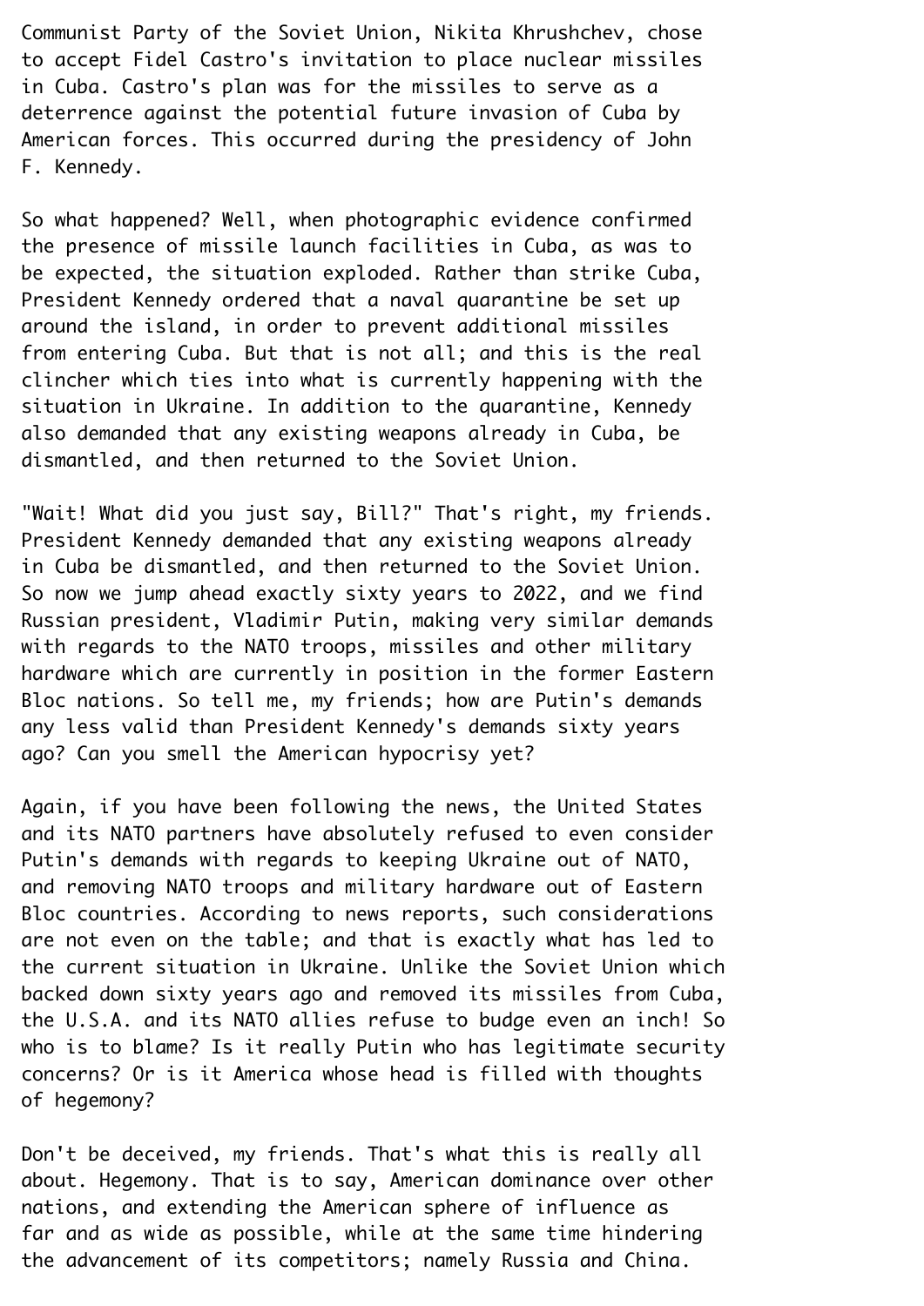Communist Party of the Soviet Union, Nikita Khrushchev, chose to accept Fidel Castro's invitation to place nuclear missiles in Cuba. Castro's plan was for the missiles to serve as a deterrence against the potential future invasion of Cuba by American forces. This occurred during the presidency of John F. Kennedy.

So what happened? Well, when photographic evidence confirmed the presence of missile launch facilities in Cuba, as was to be expected, the situation exploded. Rather than strike Cuba, President Kennedy ordered that a naval quarantine be set up around the island, in order to prevent additional missiles from entering Cuba. But that is not all; and this is the real clincher which ties into what is currently happening with the situation in Ukraine. In addition to the quarantine, Kennedy also demanded that any existing weapons already in Cuba, be dismantled, and then returned to the Soviet Union.

"Wait! What did you just say, Bill?" That's right, my friends. President Kennedy demanded that any existing weapons already in Cuba be dismantled, and then returned to the Soviet Union. So now we jump ahead exactly sixty years to 2022, and we find Russian president, Vladimir Putin, making very similar demands with regards to the NATO troops, missiles and other military hardware which are currently in position in the former Eastern Bloc nations. So tell me, my friends; how are Putin's demands any less valid than President Kennedy's demands sixty years ago? Can you smell the American hypocrisy yet?

Again, if you have been following the news, the United States and its NATO partners have absolutely refused to even consider Putin's demands with regards to keeping Ukraine out of NATO, and removing NATO troops and military hardware out of Eastern Bloc countries. According to news reports, such considerations are not even on the table; and that is exactly what has led to the current situation in Ukraine. Unlike the Soviet Union which backed down sixty years ago and removed its missiles from Cuba, the U.S.A. and its NATO allies refuse to budge even an inch! So who is to blame? Is it really Putin who has legitimate security concerns? Or is it America whose head is filled with thoughts of hegemony?

Don't be deceived, my friends. That's what this is really all about. Hegemony. That is to say, American dominance over other nations, and extending the American sphere of influence as far and as wide as possible, while at the same time hindering the advancement of its competitors; namely Russia and China.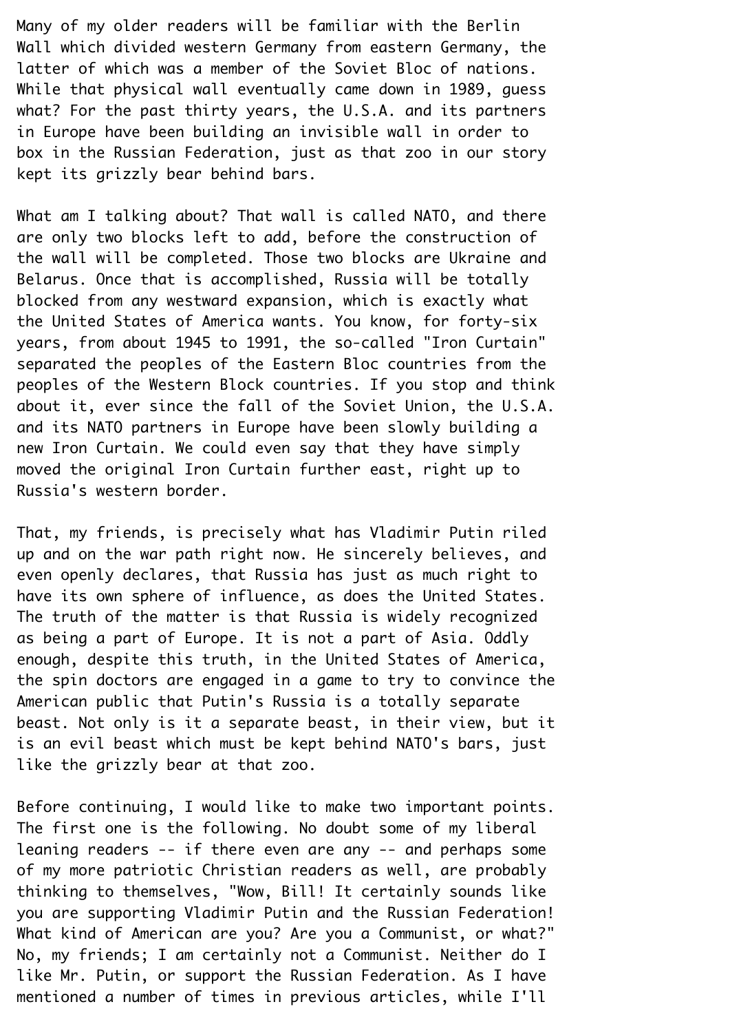Many of my older readers will be familiar with the Berlin Wall which divided western Germany from eastern Germany, the latter of which was a member of the Soviet Bloc of nations. While that physical wall eventually came down in 1989, guess what? For the past thirty years, the U.S.A. and its partners in Europe have been building an invisible wall in order to box in the Russian Federation, just as that zoo in our story kept its grizzly bear behind bars.

What am I talking about? That wall is called NATO, and there are only two blocks left to add, before the construction of the wall will be completed. Those two blocks are Ukraine and Belarus. Once that is accomplished, Russia will be totally blocked from any westward expansion, which is exactly what the United States of America wants. You know, for forty-six years, from about 1945 to 1991, the so-called "Iron Curtain" separated the peoples of the Eastern Bloc countries from the peoples of the Western Block countries. If you stop and think about it, ever since the fall of the Soviet Union, the U.S.A. and its NATO partners in Europe have been slowly building a new Iron Curtain. We could even say that they have simply moved the original Iron Curtain further east, right up to Russia's western border.

That, my friends, is precisely what has Vladimir Putin riled up and on the war path right now. He sincerely believes, and even openly declares, that Russia has just as much right to have its own sphere of influence, as does the United States. The truth of the matter is that Russia is widely recognized as being a part of Europe. It is not a part of Asia. Oddly enough, despite this truth, in the United States of America, the spin doctors are engaged in a game to try to convince the American public that Putin's Russia is a totally separate beast. Not only is it a separate beast, in their view, but it is an evil beast which must be kept behind NATO's bars, just like the grizzly bear at that zoo.

Before continuing, I would like to make two important points. The first one is the following. No doubt some of my liberal leaning readers -- if there even are any -- and perhaps some of my more patriotic Christian readers as well, are probably thinking to themselves, "Wow, Bill! It certainly sounds like you are supporting Vladimir Putin and the Russian Federation! What kind of American are you? Are you a Communist, or what?" No, my friends; I am certainly not a Communist. Neither do I like Mr. Putin, or support the Russian Federation. As I have mentioned a number of times in previous articles, while I'll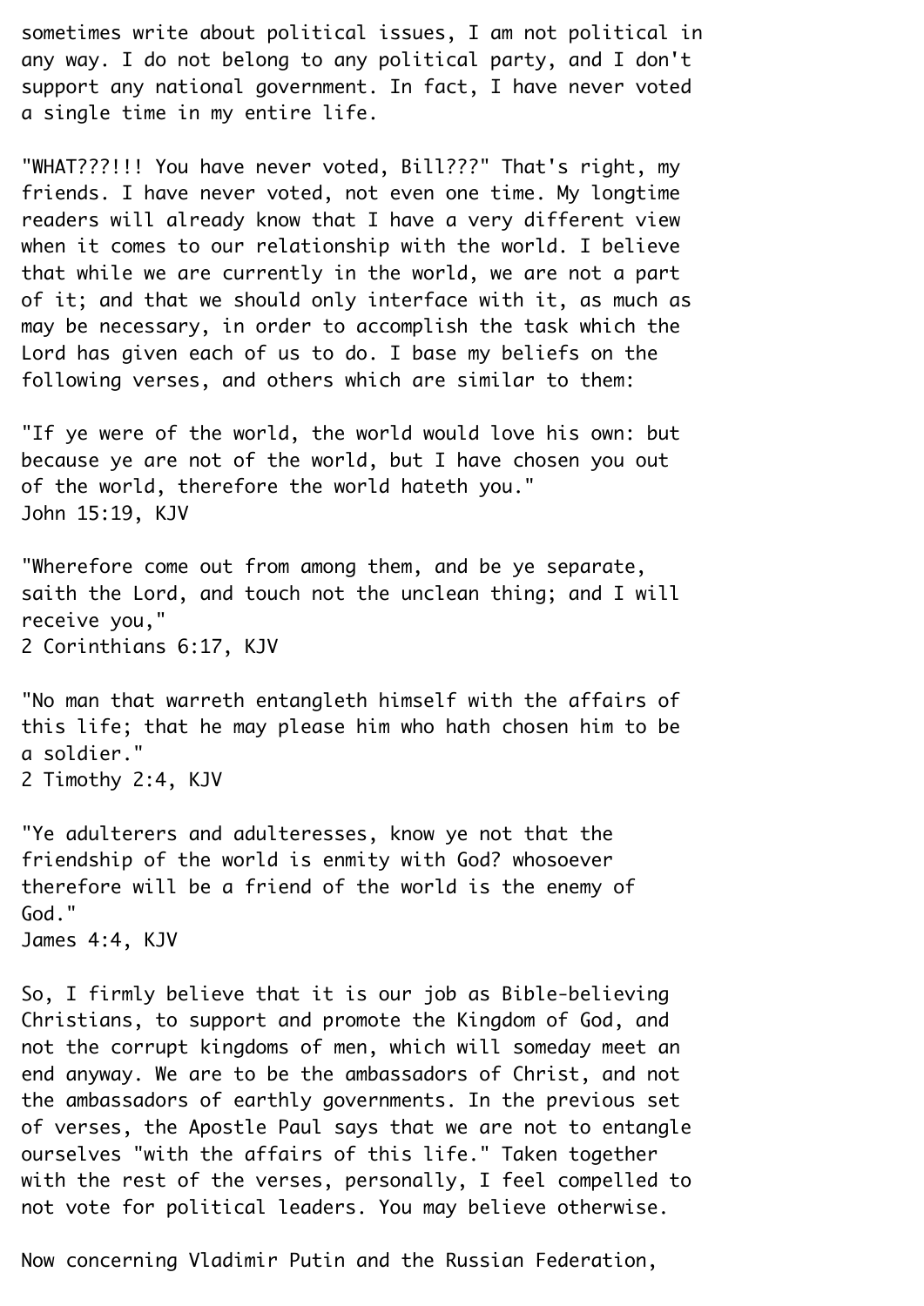sometimes write about political issues, I am not political in any way. I do not belong to any political party, and I don't support any national government. In fact, I have never voted a single time in my entire life.

"WHAT???!!! You have never voted, Bill???" That's right, my friends. I have never voted, not even one time. My longtime readers will already know that I have a very different view when it comes to our relationship with the world. I believe that while we are currently in the world, we are not a part of it; and that we should only interface with it, as much as may be necessary, in order to accomplish the task which the Lord has given each of us to do. I base my beliefs on the following verses, and others which are similar to them:

"If ye were of the world, the world would love his own: but because ye are not of the world, but I have chosen you out of the world, therefore the world hateth you."
John 15:19, KJV

"Wherefore come out from among them, and be ye separate, saith the Lord, and touch not the unclean thing; and I will receive you,"
2 Corinthians 6:17, KJV

"No man that warreth entangleth himself with the affairs of this life; that he may please him who hath chosen him to be a soldier."
2 Timothy 2:4, KJV

"Ye adulterers and adulteresses, know ye not that the friendship of the world is enmity with God? whosoever therefore will be a friend of the world is the enemy of God."
James 4:4, KJV

So, I firmly believe that it is our job as Bible-believing Christians, to support and promote the Kingdom of God, and not the corrupt kingdoms of men, which will someday meet an end anyway. We are to be the ambassadors of Christ, and not the ambassadors of earthly governments. In the previous set of verses, the Apostle Paul says that we are not to entangle ourselves "with the affairs of this life." Taken together with the rest of the verses, personally, I feel compelled to not vote for political leaders. You may believe otherwise.

Now concerning Vladimir Putin and the Russian Federation,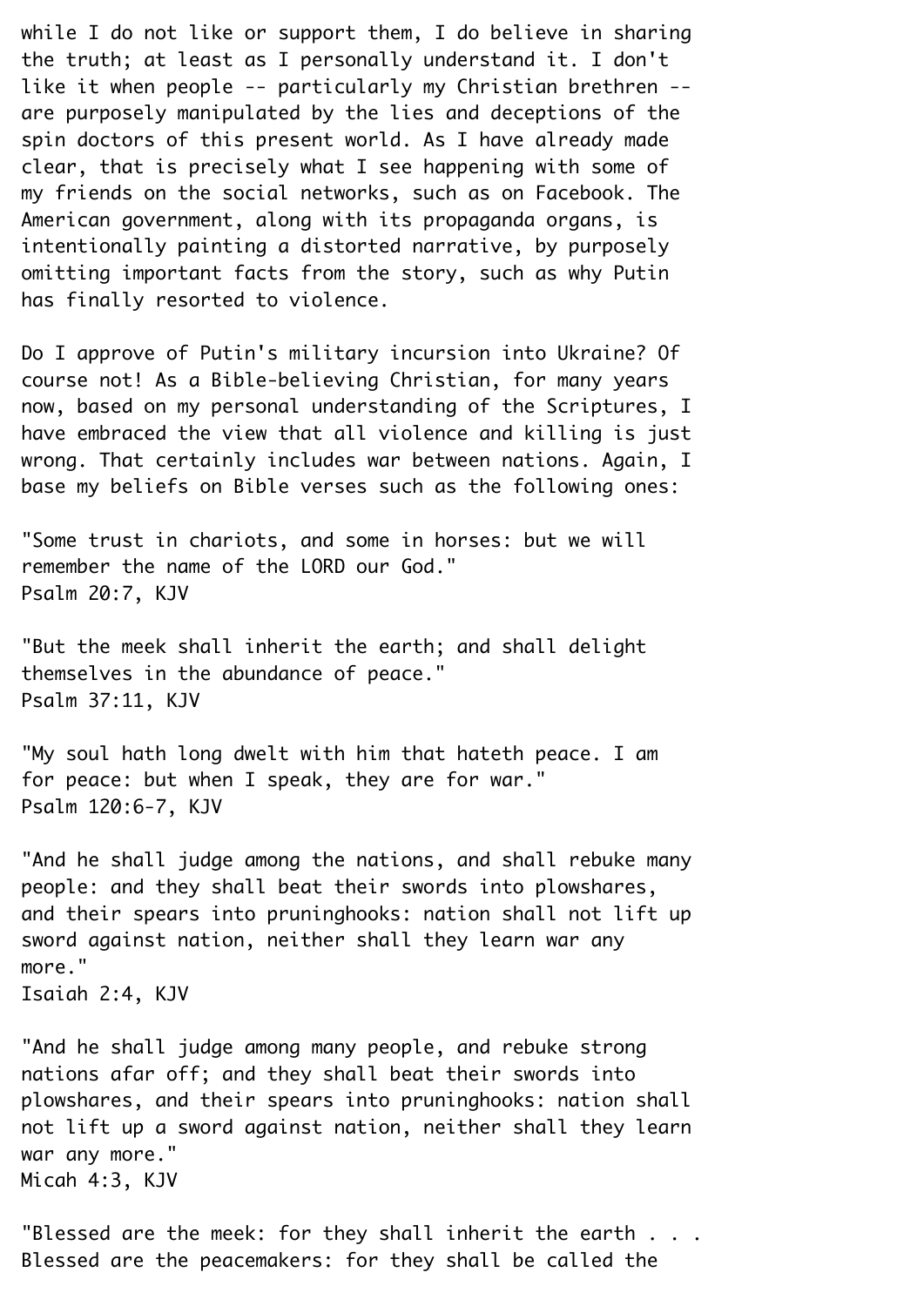while I do not like or support them, I do believe in sharing the truth; at least as I personally understand it. I don't like it when people -- particularly my Christian brethren -- are purposely manipulated by the lies and deceptions of the spin doctors of this present world. As I have already made clear, that is precisely what I see happening with some of my friends on the social networks, such as on Facebook. The American government, along with its propaganda organs, is intentionally painting a distorted narrative, by purposely omitting important facts from the story, such as why Putin has finally resorted to violence.

Do I approve of Putin's military incursion into Ukraine? Of course not! As a Bible-believing Christian, for many years now, based on my personal understanding of the Scriptures, I have embraced the view that all violence and killing is just wrong. That certainly includes war between nations. Again, I base my beliefs on Bible verses such as the following ones:

"Some trust in chariots, and some in horses: but we will remember the name of the LORD our God."
Psalm 20:7, KJV

"But the meek shall inherit the earth; and shall delight themselves in the abundance of peace."
Psalm 37:11, KJV

"My soul hath long dwelt with him that hateth peace. I am for peace: but when I speak, they are for war."
Psalm 120:6-7, KJV

"And he shall judge among the nations, and shall rebuke many people: and they shall beat their swords into plowshares, and their spears into pruninghooks: nation shall not lift up sword against nation, neither shall they learn war any more."
Isaiah 2:4, KJV

"And he shall judge among many people, and rebuke strong nations afar off; and they shall beat their swords into plowshares, and their spears into pruninghooks: nation shall not lift up a sword against nation, neither shall they learn war any more."
Micah 4:3, KJV

"Blessed are the meek: for they shall inherit the earth . . . Blessed are the peacemakers: for they shall be called the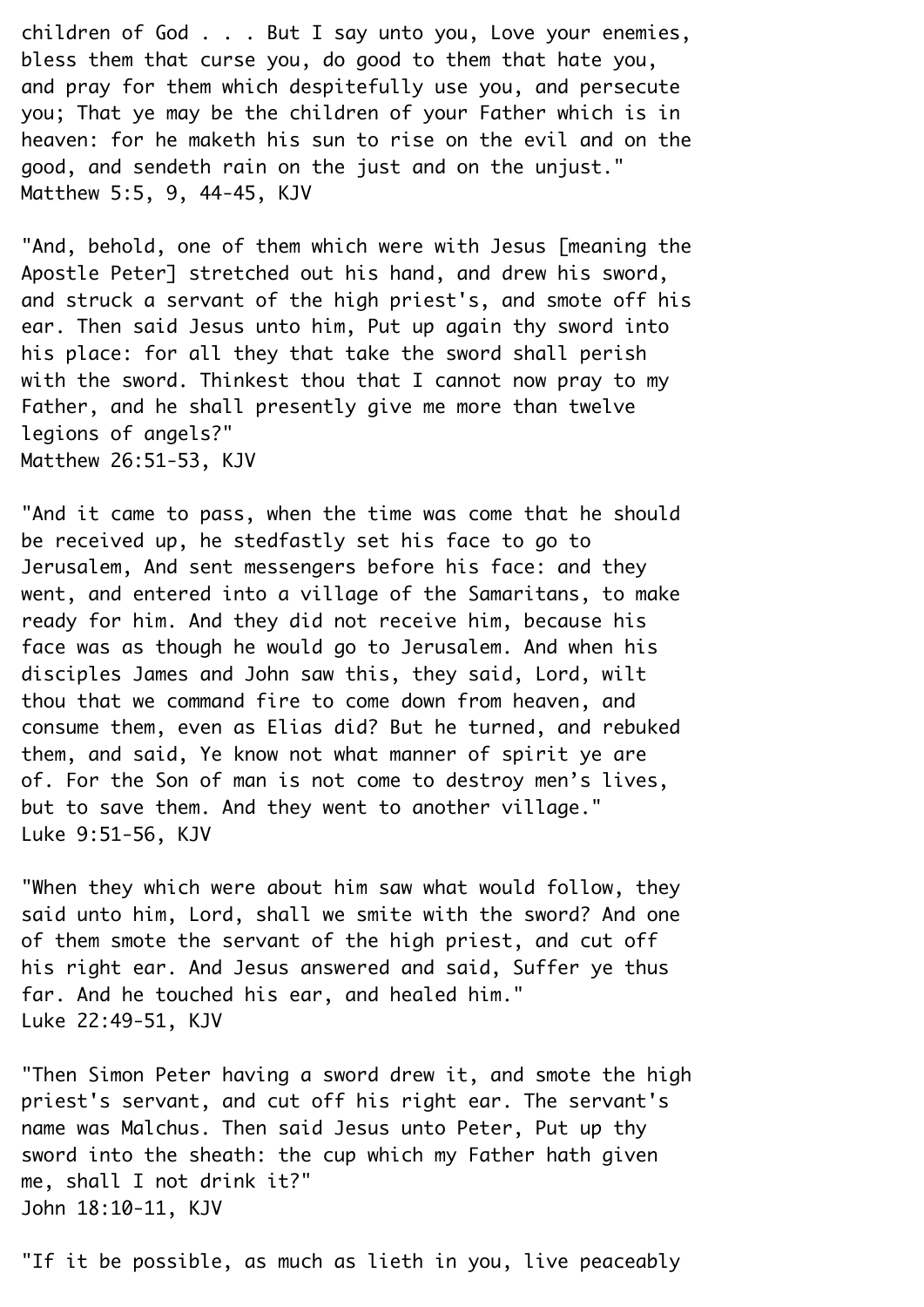children of God . . . But I say unto you, Love your enemies, bless them that curse you, do good to them that hate you, and pray for them which despitefully use you, and persecute you; That ye may be the children of your Father which is in heaven: for he maketh his sun to rise on the evil and on the good, and sendeth rain on the just and on the unjust."
Matthew 5:5, 9, 44-45, KJV

"And, behold, one of them which were with Jesus [meaning the Apostle Peter] stretched out his hand, and drew his sword, and struck a servant of the high priest's, and smote off his ear. Then said Jesus unto him, Put up again thy sword into his place: for all they that take the sword shall perish with the sword. Thinkest thou that I cannot now pray to my Father, and he shall presently give me more than twelve legions of angels?"
Matthew 26:51-53, KJV

"And it came to pass, when the time was come that he should be received up, he stedfastly set his face to go to Jerusalem, And sent messengers before his face: and they went, and entered into a village of the Samaritans, to make ready for him. And they did not receive him, because his face was as though he would go to Jerusalem. And when his disciples James and John saw this, they said, Lord, wilt thou that we command fire to come down from heaven, and consume them, even as Elias did? But he turned, and rebuked them, and said, Ye know not what manner of spirit ye are of. For the Son of man is not come to destroy men's lives, but to save them. And they went to another village."
Luke 9:51-56, KJV

"When they which were about him saw what would follow, they said unto him, Lord, shall we smite with the sword? And one of them smote the servant of the high priest, and cut off his right ear. And Jesus answered and said, Suffer ye thus far. And he touched his ear, and healed him."
Luke 22:49-51, KJV

"Then Simon Peter having a sword drew it, and smote the high priest's servant, and cut off his right ear. The servant's name was Malchus. Then said Jesus unto Peter, Put up thy sword into the sheath: the cup which my Father hath given me, shall I not drink it?"
John 18:10-11, KJV

"If it be possible, as much as lieth in you, live peaceably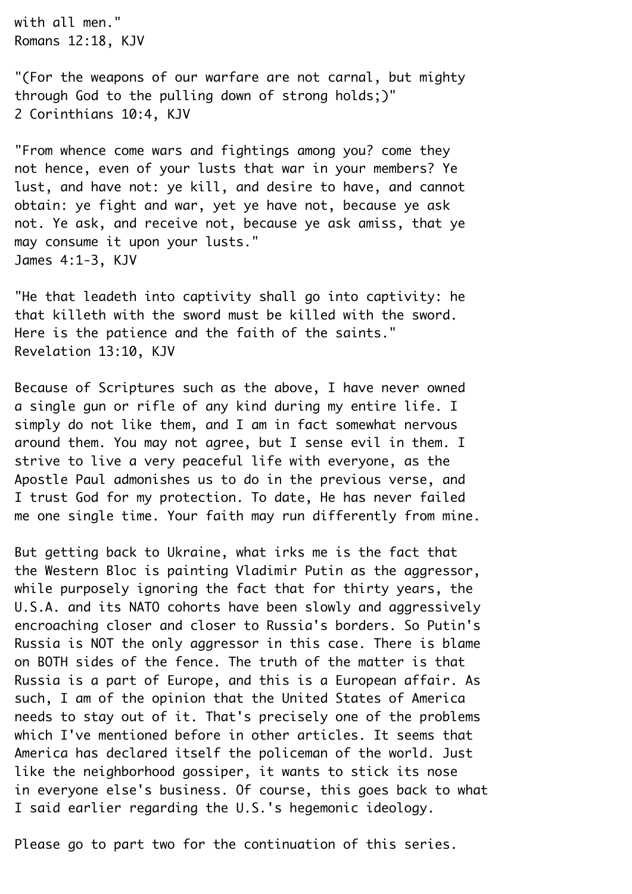with all men."
Romans 12:18, KJV

"(For the weapons of our warfare are not carnal, but mighty through God to the pulling down of strong holds;)"
2 Corinthians 10:4, KJV

"From whence come wars and fightings among you? come they not hence, even of your lusts that war in your members? Ye lust, and have not: ye kill, and desire to have, and cannot obtain: ye fight and war, yet ye have not, because ye ask not. Ye ask, and receive not, because ye ask amiss, that ye may consume it upon your lusts."
James 4:1-3, KJV

"He that leadeth into captivity shall go into captivity: he that killeth with the sword must be killed with the sword. Here is the patience and the faith of the saints."
Revelation 13:10, KJV

Because of Scriptures such as the above, I have never owned a single gun or rifle of any kind during my entire life. I simply do not like them, and I am in fact somewhat nervous around them. You may not agree, but I sense evil in them. I strive to live a very peaceful life with everyone, as the Apostle Paul admonishes us to do in the previous verse, and I trust God for my protection. To date, He has never failed me one single time. Your faith may run differently from mine.

But getting back to Ukraine, what irks me is the fact that the Western Bloc is painting Vladimir Putin as the aggressor, while purposely ignoring the fact that for thirty years, the U.S.A. and its NATO cohorts have been slowly and aggressively encroaching closer and closer to Russia's borders. So Putin's Russia is NOT the only aggressor in this case. There is blame on BOTH sides of the fence. The truth of the matter is that Russia is a part of Europe, and this is a European affair. As such, I am of the opinion that the United States of America needs to stay out of it. That's precisely one of the problems which I've mentioned before in other articles. It seems that America has declared itself the policeman of the world. Just like the neighborhood gossiper, it wants to stick its nose in everyone else's business. Of course, this goes back to what I said earlier regarding the U.S.'s hegemonic ideology.

Please go to part two for the continuation of this series.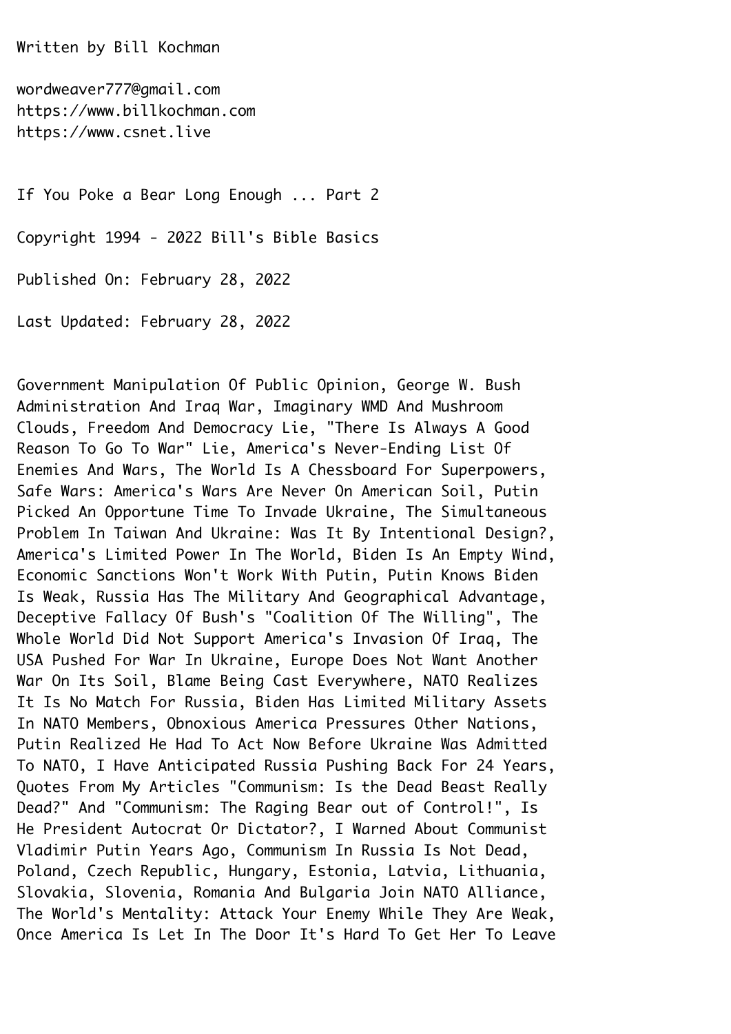Written by Bill Kochman

wordweaver777@gmail.com
https://www.billkochman.com
https://www.csnet.live

# If You Poke a Bear Long Enough ... Part 2

Copyright 1994 - 2022 Bill's Bible Basics

Published On: February 28, 2022

Last Updated: February 28, 2022

Government Manipulation Of Public Opinion, George W. Bush Administration And Iraq War, Imaginary WMD And Mushroom Clouds, Freedom And Democracy Lie, "There Is Always A Good Reason To Go To War" Lie, America's Never-Ending List Of Enemies And Wars, The World Is A Chessboard For Superpowers, Safe Wars: America's Wars Are Never On American Soil, Putin Picked An Opportune Time To Invade Ukraine, The Simultaneous Problem In Taiwan And Ukraine: Was It By Intentional Design?, America's Limited Power In The World, Biden Is An Empty Wind, Economic Sanctions Won't Work With Putin, Putin Knows Biden Is Weak, Russia Has The Military And Geographical Advantage, Deceptive Fallacy Of Bush's "Coalition Of The Willing", The Whole World Did Not Support America's Invasion Of Iraq, The USA Pushed For War In Ukraine, Europe Does Not Want Another War On Its Soil, Blame Being Cast Everywhere, NATO Realizes It Is No Match For Russia, Biden Has Limited Military Assets In NATO Members, Obnoxious America Pressures Other Nations, Putin Realized He Had To Act Now Before Ukraine Was Admitted To NATO, I Have Anticipated Russia Pushing Back For 24 Years, Quotes From My Articles "Communism: Is the Dead Beast Really Dead?" And "Communism: The Raging Bear out of Control!", Is He President Autocrat Or Dictator?, I Warned About Communist Vladimir Putin Years Ago, Communism In Russia Is Not Dead, Poland, Czech Republic, Hungary, Estonia, Latvia, Lithuania, Slovakia, Slovenia, Romania And Bulgaria Join NATO Alliance, The World's Mentality: Attack Your Enemy While They Are Weak, Once America Is Let In The Door It's Hard To Get Her To Leave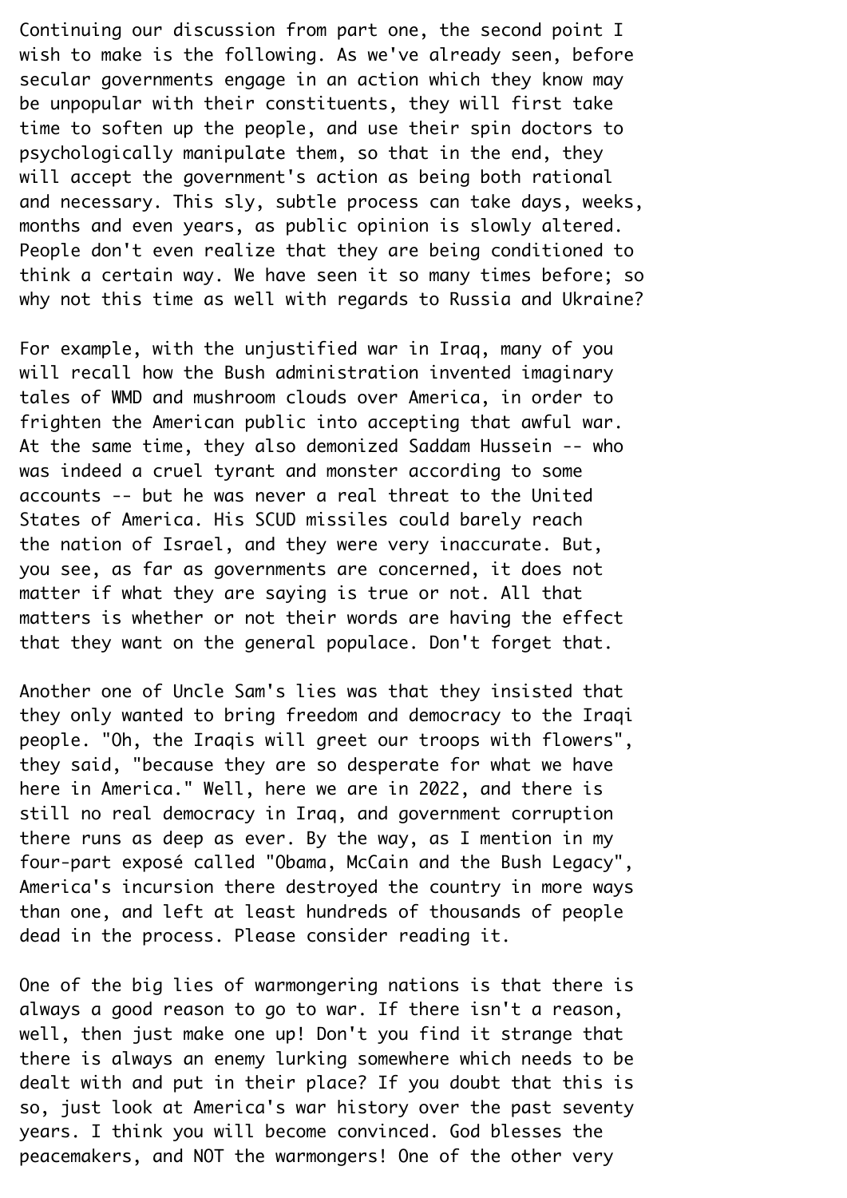Continuing our discussion from part one, the second point I wish to make is the following. As we've already seen, before secular governments engage in an action which they know may be unpopular with their constituents, they will first take time to soften up the people, and use their spin doctors to psychologically manipulate them, so that in the end, they will accept the government's action as being both rational and necessary. This sly, subtle process can take days, weeks, months and even years, as public opinion is slowly altered. People don't even realize that they are being conditioned to think a certain way. We have seen it so many times before; so why not this time as well with regards to Russia and Ukraine?

For example, with the unjustified war in Iraq, many of you will recall how the Bush administration invented imaginary tales of WMD and mushroom clouds over America, in order to frighten the American public into accepting that awful war. At the same time, they also demonized Saddam Hussein -- who was indeed a cruel tyrant and monster according to some accounts -- but he was never a real threat to the United States of America. His SCUD missiles could barely reach the nation of Israel, and they were very inaccurate. But, you see, as far as governments are concerned, it does not matter if what they are saying is true or not. All that matters is whether or not their words are having the effect that they want on the general populace. Don't forget that.

Another one of Uncle Sam's lies was that they insisted that they only wanted to bring freedom and democracy to the Iraqi people. "Oh, the Iraqis will greet our troops with flowers", they said, "because they are so desperate for what we have here in America." Well, here we are in 2022, and there is still no real democracy in Iraq, and government corruption there runs as deep as ever. By the way, as I mention in my four-part exposé called "Obama, McCain and the Bush Legacy", America's incursion there destroyed the country in more ways than one, and left at least hundreds of thousands of people dead in the process. Please consider reading it.

One of the big lies of warmongering nations is that there is always a good reason to go to war. If there isn't a reason, well, then just make one up! Don't you find it strange that there is always an enemy lurking somewhere which needs to be dealt with and put in their place? If you doubt that this is so, just look at America's war history over the past seventy years. I think you will become convinced. God blesses the peacemakers, and NOT the warmongers! One of the other very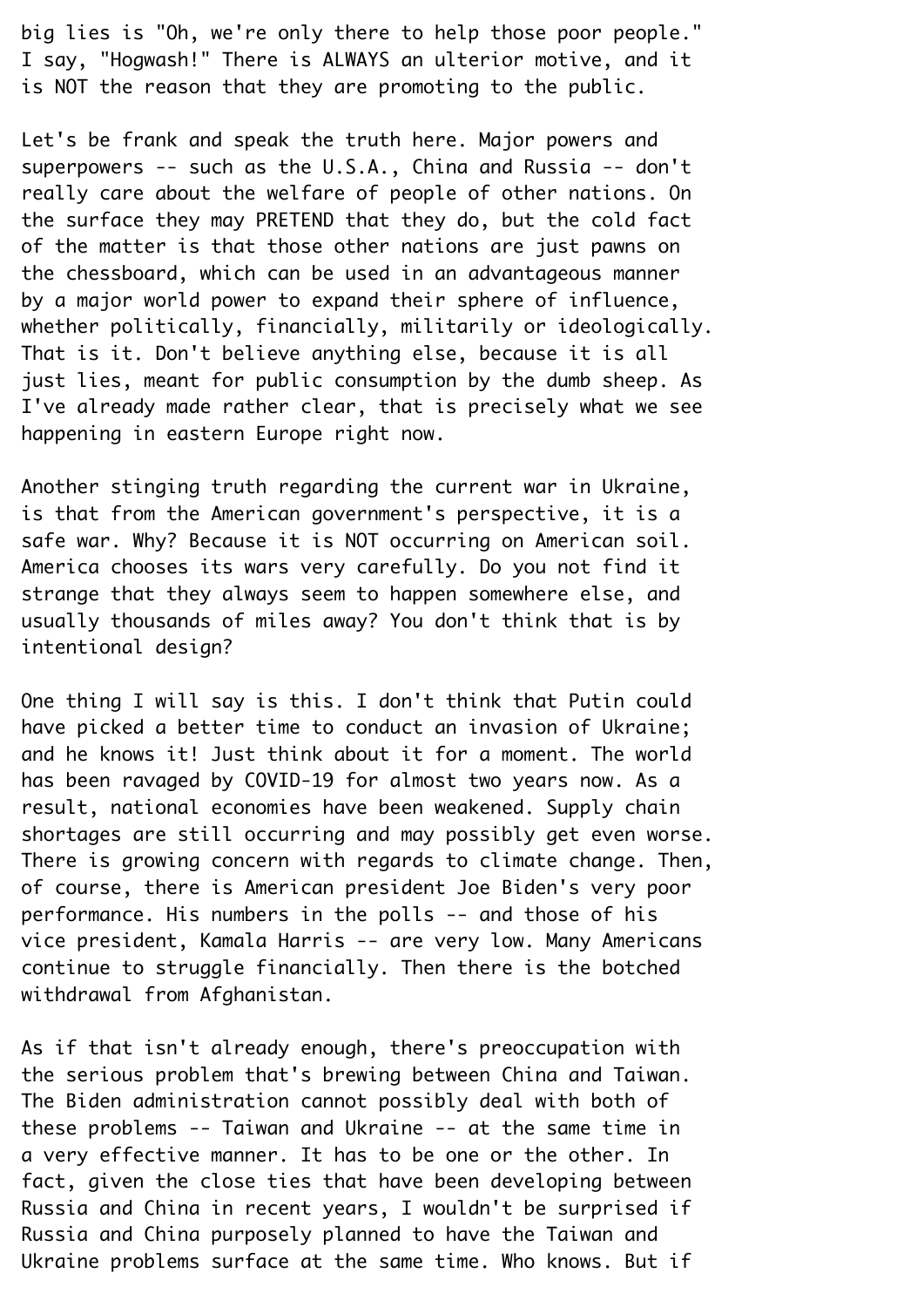big lies is "Oh, we're only there to help those poor people." I say, "Hogwash!" There is ALWAYS an ulterior motive, and it is NOT the reason that they are promoting to the public.

Let's be frank and speak the truth here. Major powers and superpowers -- such as the U.S.A., China and Russia -- don't really care about the welfare of people of other nations. On the surface they may PRETEND that they do, but the cold fact of the matter is that those other nations are just pawns on the chessboard, which can be used in an advantageous manner by a major world power to expand their sphere of influence, whether politically, financially, militarily or ideologically. That is it. Don't believe anything else, because it is all just lies, meant for public consumption by the dumb sheep. As I've already made rather clear, that is precisely what we see happening in eastern Europe right now.

Another stinging truth regarding the current war in Ukraine, is that from the American government's perspective, it is a safe war. Why? Because it is NOT occurring on American soil. America chooses its wars very carefully. Do you not find it strange that they always seem to happen somewhere else, and usually thousands of miles away? You don't think that is by intentional design?

One thing I will say is this. I don't think that Putin could have picked a better time to conduct an invasion of Ukraine; and he knows it! Just think about it for a moment. The world has been ravaged by COVID-19 for almost two years now. As a result, national economies have been weakened. Supply chain shortages are still occurring and may possibly get even worse. There is growing concern with regards to climate change. Then, of course, there is American president Joe Biden's very poor performance. His numbers in the polls -- and those of his vice president, Kamala Harris -- are very low. Many Americans continue to struggle financially. Then there is the botched withdrawal from Afghanistan.

As if that isn't already enough, there's preoccupation with the serious problem that's brewing between China and Taiwan. The Biden administration cannot possibly deal with both of these problems -- Taiwan and Ukraine -- at the same time in a very effective manner. It has to be one or the other. In fact, given the close ties that have been developing between Russia and China in recent years, I wouldn't be surprised if Russia and China purposely planned to have the Taiwan and Ukraine problems surface at the same time. Who knows. But if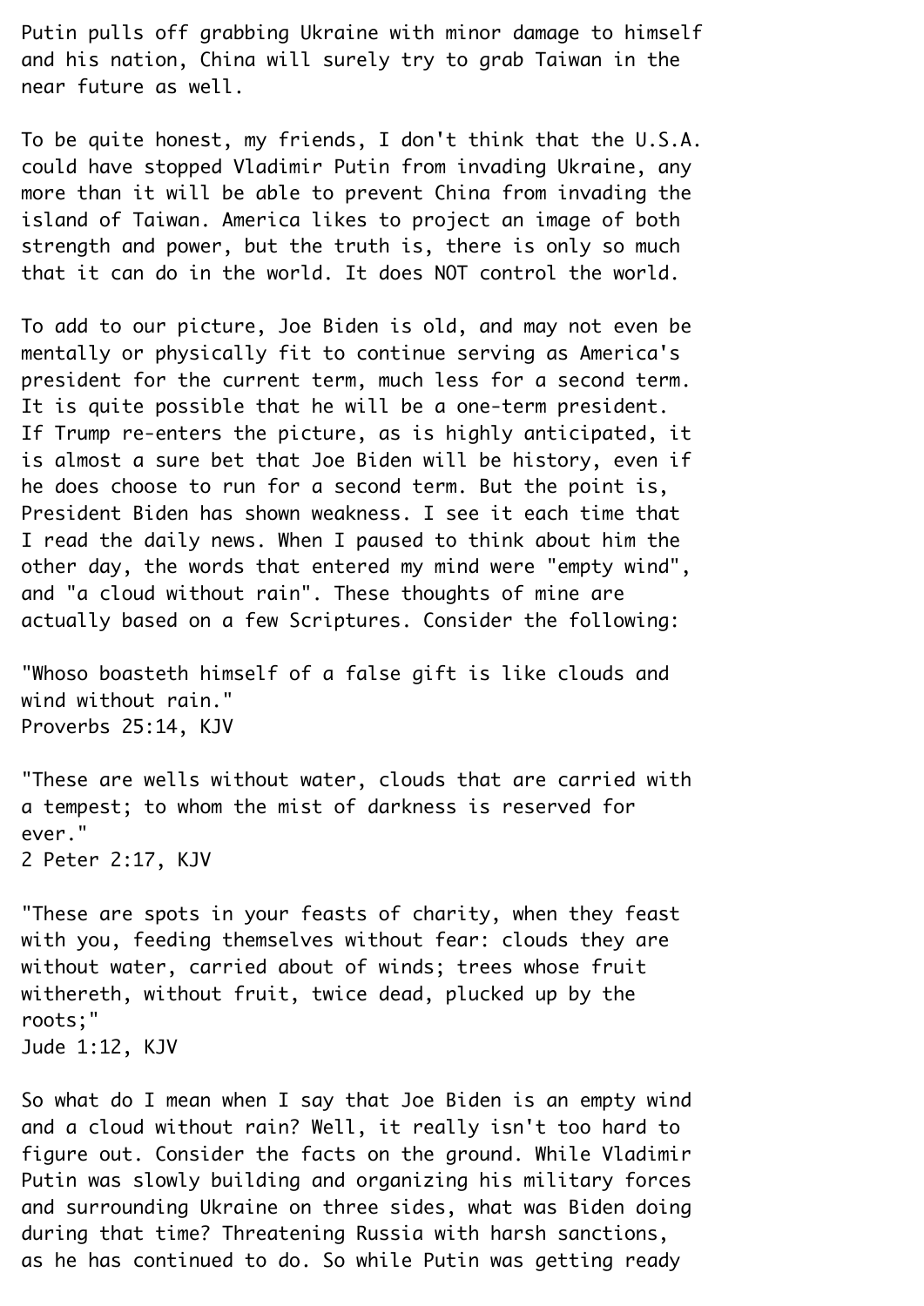Putin pulls off grabbing Ukraine with minor damage to himself and his nation, China will surely try to grab Taiwan in the near future as well.

To be quite honest, my friends, I don't think that the U.S.A. could have stopped Vladimir Putin from invading Ukraine, any more than it will be able to prevent China from invading the island of Taiwan. America likes to project an image of both strength and power, but the truth is, there is only so much that it can do in the world. It does NOT control the world.

To add to our picture, Joe Biden is old, and may not even be mentally or physically fit to continue serving as America's president for the current term, much less for a second term. It is quite possible that he will be a one-term president. If Trump re-enters the picture, as is highly anticipated, it is almost a sure bet that Joe Biden will be history, even if he does choose to run for a second term. But the point is, President Biden has shown weakness. I see it each time that I read the daily news. When I paused to think about him the other day, the words that entered my mind were "empty wind", and "a cloud without rain". These thoughts of mine are actually based on a few Scriptures. Consider the following:

"Whoso boasteth himself of a false gift is like clouds and wind without rain."
Proverbs 25:14, KJV

"These are wells without water, clouds that are carried with a tempest; to whom the mist of darkness is reserved for ever."
2 Peter 2:17, KJV

"These are spots in your feasts of charity, when they feast with you, feeding themselves without fear: clouds they are without water, carried about of winds; trees whose fruit withereth, without fruit, twice dead, plucked up by the roots;"
Jude 1:12, KJV

So what do I mean when I say that Joe Biden is an empty wind and a cloud without rain? Well, it really isn't too hard to figure out. Consider the facts on the ground. While Vladimir Putin was slowly building and organizing his military forces and surrounding Ukraine on three sides, what was Biden doing during that time? Threatening Russia with harsh sanctions, as he has continued to do. So while Putin was getting ready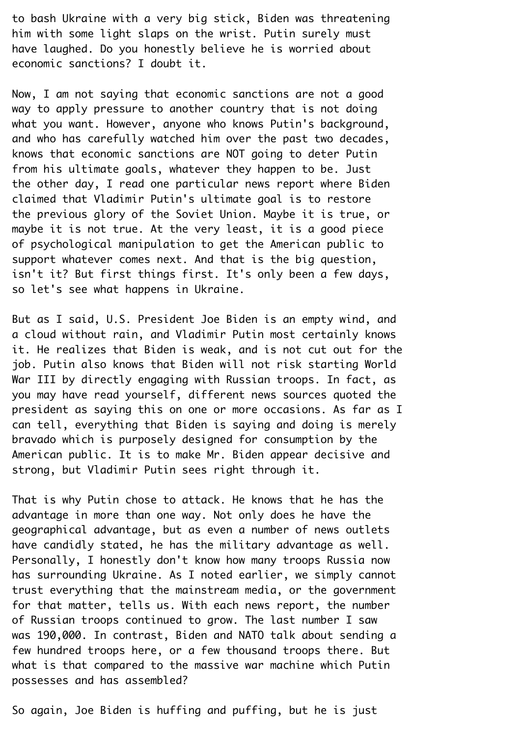to bash Ukraine with a very big stick, Biden was threatening him with some light slaps on the wrist. Putin surely must have laughed. Do you honestly believe he is worried about economic sanctions? I doubt it.

Now, I am not saying that economic sanctions are not a good way to apply pressure to another country that is not doing what you want. However, anyone who knows Putin's background, and who has carefully watched him over the past two decades, knows that economic sanctions are NOT going to deter Putin from his ultimate goals, whatever they happen to be. Just the other day, I read one particular news report where Biden claimed that Vladimir Putin's ultimate goal is to restore the previous glory of the Soviet Union. Maybe it is true, or maybe it is not true. At the very least, it is a good piece of psychological manipulation to get the American public to support whatever comes next. And that is the big question, isn't it? But first things first. It's only been a few days, so let's see what happens in Ukraine.

But as I said, U.S. President Joe Biden is an empty wind, and a cloud without rain, and Vladimir Putin most certainly knows it. He realizes that Biden is weak, and is not cut out for the job. Putin also knows that Biden will not risk starting World War III by directly engaging with Russian troops. In fact, as you may have read yourself, different news sources quoted the president as saying this on one or more occasions. As far as I can tell, everything that Biden is saying and doing is merely bravado which is purposely designed for consumption by the American public. It is to make Mr. Biden appear decisive and strong, but Vladimir Putin sees right through it.

That is why Putin chose to attack. He knows that he has the advantage in more than one way. Not only does he have the geographical advantage, but as even a number of news outlets have candidly stated, he has the military advantage as well. Personally, I honestly don't know how many troops Russia now has surrounding Ukraine. As I noted earlier, we simply cannot trust everything that the mainstream media, or the government for that matter, tells us. With each news report, the number of Russian troops continued to grow. The last number I saw was 190,000. In contrast, Biden and NATO talk about sending a few hundred troops here, or a few thousand troops there. But what is that compared to the massive war machine which Putin possesses and has assembled?

So again, Joe Biden is huffing and puffing, but he is just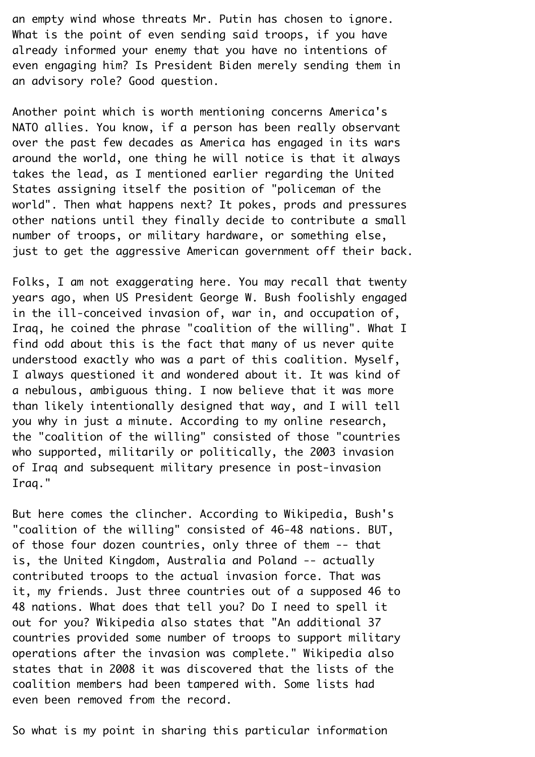an empty wind whose threats Mr. Putin has chosen to ignore. What is the point of even sending said troops, if you have already informed your enemy that you have no intentions of even engaging him? Is President Biden merely sending them in an advisory role? Good question.

Another point which is worth mentioning concerns America's NATO allies. You know, if a person has been really observant over the past few decades as America has engaged in its wars around the world, one thing he will notice is that it always takes the lead, as I mentioned earlier regarding the United States assigning itself the position of "policeman of the world". Then what happens next? It pokes, prods and pressures other nations until they finally decide to contribute a small number of troops, or military hardware, or something else, just to get the aggressive American government off their back.

Folks, I am not exaggerating here. You may recall that twenty years ago, when US President George W. Bush foolishly engaged in the ill-conceived invasion of, war in, and occupation of, Iraq, he coined the phrase "coalition of the willing". What I find odd about this is the fact that many of us never quite understood exactly who was a part of this coalition. Myself, I always questioned it and wondered about it. It was kind of a nebulous, ambiguous thing. I now believe that it was more than likely intentionally designed that way, and I will tell you why in just a minute. According to my online research, the "coalition of the willing" consisted of those "countries who supported, militarily or politically, the 2003 invasion of Iraq and subsequent military presence in post-invasion Iraq."

But here comes the clincher. According to Wikipedia, Bush's "coalition of the willing" consisted of 46-48 nations. BUT, of those four dozen countries, only three of them -- that is, the United Kingdom, Australia and Poland -- actually contributed troops to the actual invasion force. That was it, my friends. Just three countries out of a supposed 46 to 48 nations. What does that tell you? Do I need to spell it out for you? Wikipedia also states that "An additional 37 countries provided some number of troops to support military operations after the invasion was complete." Wikipedia also states that in 2008 it was discovered that the lists of the coalition members had been tampered with. Some lists had even been removed from the record.

So what is my point in sharing this particular information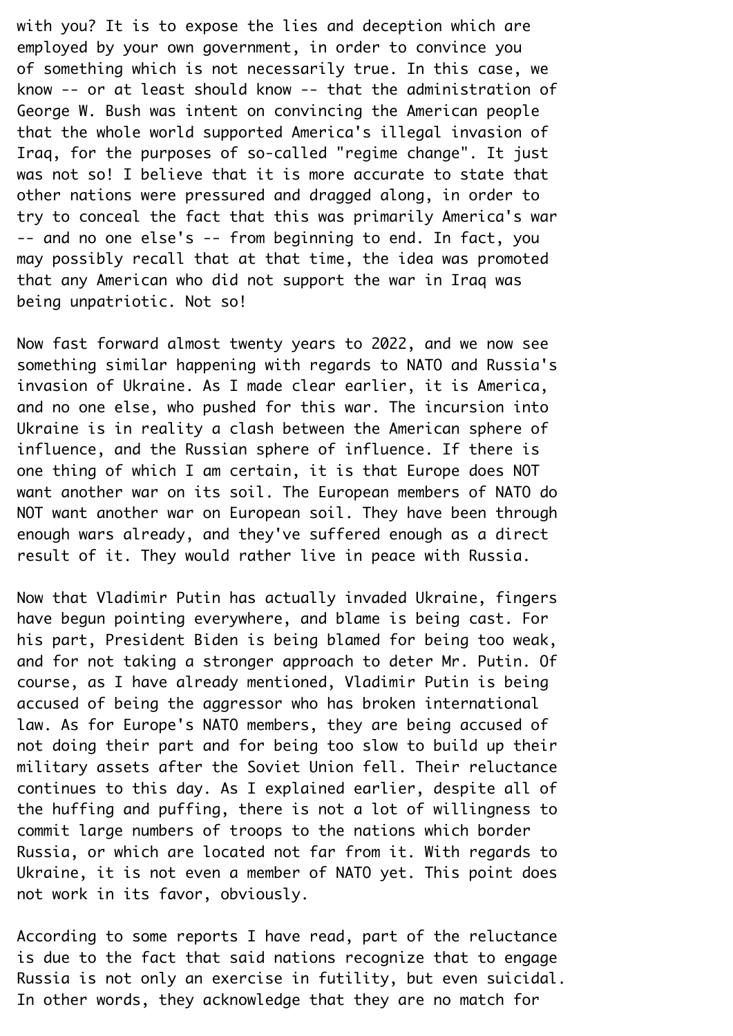with you? It is to expose the lies and deception which are employed by your own government, in order to convince you of something which is not necessarily true. In this case, we know -- or at least should know -- that the administration of George W. Bush was intent on convincing the American people that the whole world supported America's illegal invasion of Iraq, for the purposes of so-called "regime change". It just was not so! I believe that it is more accurate to state that other nations were pressured and dragged along, in order to try to conceal the fact that this was primarily America's war -- and no one else's -- from beginning to end. In fact, you may possibly recall that at that time, the idea was promoted that any American who did not support the war in Iraq was being unpatriotic. Not so!

Now fast forward almost twenty years to 2022, and we now see something similar happening with regards to NATO and Russia's invasion of Ukraine. As I made clear earlier, it is America, and no one else, who pushed for this war. The incursion into Ukraine is in reality a clash between the American sphere of influence, and the Russian sphere of influence. If there is one thing of which I am certain, it is that Europe does NOT want another war on its soil. The European members of NATO do NOT want another war on European soil. They have been through enough wars already, and they've suffered enough as a direct result of it. They would rather live in peace with Russia.

Now that Vladimir Putin has actually invaded Ukraine, fingers have begun pointing everywhere, and blame is being cast. For his part, President Biden is being blamed for being too weak, and for not taking a stronger approach to deter Mr. Putin. Of course, as I have already mentioned, Vladimir Putin is being accused of being the aggressor who has broken international law. As for Europe's NATO members, they are being accused of not doing their part and for being too slow to build up their military assets after the Soviet Union fell. Their reluctance continues to this day. As I explained earlier, despite all of the huffing and puffing, there is not a lot of willingness to commit large numbers of troops to the nations which border Russia, or which are located not far from it. With regards to Ukraine, it is not even a member of NATO yet. This point does not work in its favor, obviously.

According to some reports I have read, part of the reluctance is due to the fact that said nations recognize that to engage Russia is not only an exercise in futility, but even suicidal. In other words, they acknowledge that they are no match for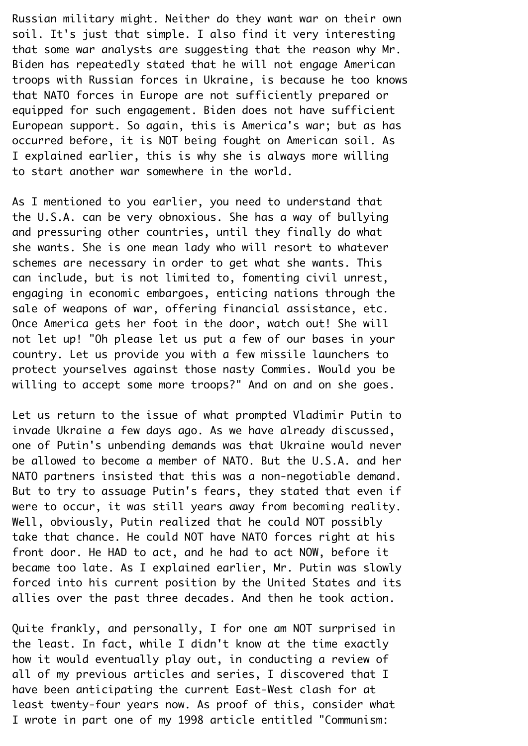Russian military might. Neither do they want war on their own soil. It's just that simple. I also find it very interesting that some war analysts are suggesting that the reason why Mr. Biden has repeatedly stated that he will not engage American troops with Russian forces in Ukraine, is because he too knows that NATO forces in Europe are not sufficiently prepared or equipped for such engagement. Biden does not have sufficient European support. So again, this is America's war; but as has occurred before, it is NOT being fought on American soil. As I explained earlier, this is why she is always more willing to start another war somewhere in the world.

As I mentioned to you earlier, you need to understand that the U.S.A. can be very obnoxious. She has a way of bullying and pressuring other countries, until they finally do what she wants. She is one mean lady who will resort to whatever schemes are necessary in order to get what she wants. This can include, but is not limited to, fomenting civil unrest, engaging in economic embargoes, enticing nations through the sale of weapons of war, offering financial assistance, etc. Once America gets her foot in the door, watch out! She will not let up! "Oh please let us put a few of our bases in your country. Let us provide you with a few missile launchers to protect yourselves against those nasty Commies. Would you be willing to accept some more troops?" And on and on she goes.

Let us return to the issue of what prompted Vladimir Putin to invade Ukraine a few days ago. As we have already discussed, one of Putin's unbending demands was that Ukraine would never be allowed to become a member of NATO. But the U.S.A. and her NATO partners insisted that this was a non-negotiable demand. But to try to assuage Putin's fears, they stated that even if were to occur, it was still years away from becoming reality. Well, obviously, Putin realized that he could NOT possibly take that chance. He could NOT have NATO forces right at his front door. He HAD to act, and he had to act NOW, before it became too late. As I explained earlier, Mr. Putin was slowly forced into his current position by the United States and its allies over the past three decades. And then he took action.

Quite frankly, and personally, I for one am NOT surprised in the least. In fact, while I didn't know at the time exactly how it would eventually play out, in conducting a review of all of my previous articles and series, I discovered that I have been anticipating the current East-West clash for at least twenty-four years now. As proof of this, consider what I wrote in part one of my 1998 article entitled "Communism: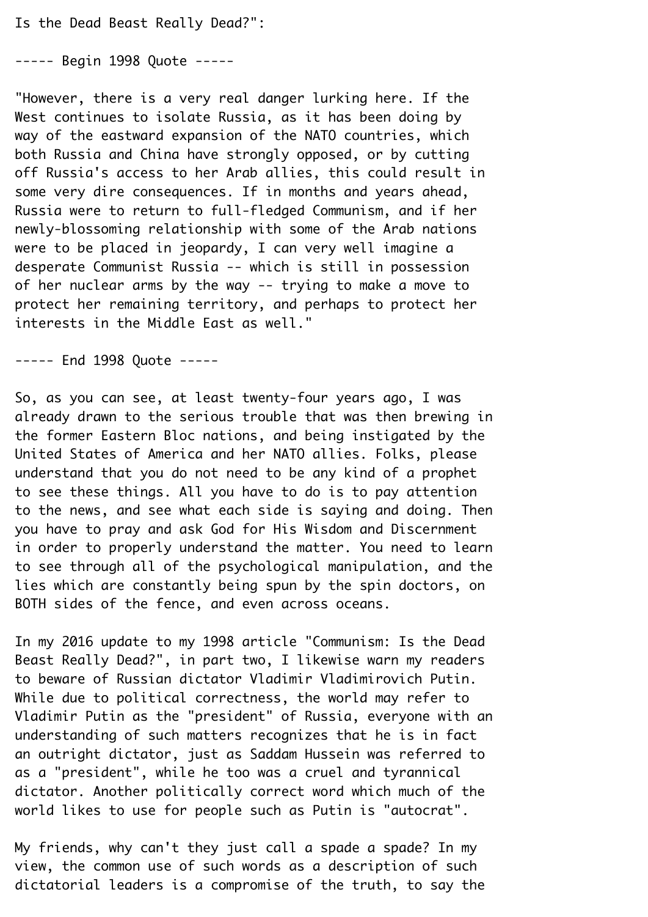Is the Dead Beast Really Dead?":

----- Begin 1998 Quote -----

"However, there is a very real danger lurking here. If the West continues to isolate Russia, as it has been doing by way of the eastward expansion of the NATO countries, which both Russia and China have strongly opposed, or by cutting off Russia's access to her Arab allies, this could result in some very dire consequences. If in months and years ahead, Russia were to return to full-fledged Communism, and if her newly-blossoming relationship with some of the Arab nations were to be placed in jeopardy, I can very well imagine a desperate Communist Russia -- which is still in possession of her nuclear arms by the way -- trying to make a move to protect her remaining territory, and perhaps to protect her interests in the Middle East as well."

----- End 1998 Quote -----

So, as you can see, at least twenty-four years ago, I was already drawn to the serious trouble that was then brewing in the former Eastern Bloc nations, and being instigated by the United States of America and her NATO allies. Folks, please understand that you do not need to be any kind of a prophet to see these things. All you have to do is to pay attention to the news, and see what each side is saying and doing. Then you have to pray and ask God for His Wisdom and Discernment in order to properly understand the matter. You need to learn to see through all of the psychological manipulation, and the lies which are constantly being spun by the spin doctors, on BOTH sides of the fence, and even across oceans.

In my 2016 update to my 1998 article "Communism: Is the Dead Beast Really Dead?", in part two, I likewise warn my readers to beware of Russian dictator Vladimir Vladimirovich Putin. While due to political correctness, the world may refer to Vladimir Putin as the "president" of Russia, everyone with an understanding of such matters recognizes that he is in fact an outright dictator, just as Saddam Hussein was referred to as a "president", while he too was a cruel and tyrannical dictator. Another politically correct word which much of the world likes to use for people such as Putin is "autocrat".

My friends, why can't they just call a spade a spade? In my view, the common use of such words as a description of such dictatorial leaders is a compromise of the truth, to say the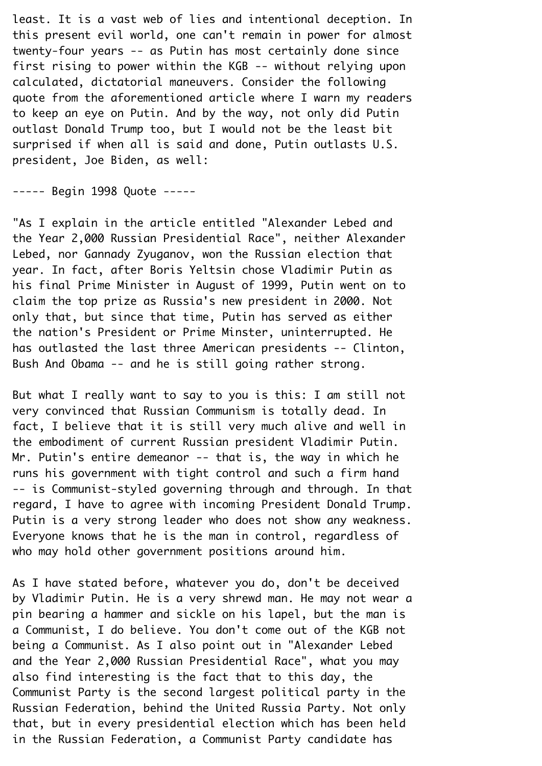least. It is a vast web of lies and intentional deception. In this present evil world, one can't remain in power for almost twenty-four years -- as Putin has most certainly done since first rising to power within the KGB -- without relying upon calculated, dictatorial maneuvers. Consider the following quote from the aforementioned article where I warn my readers to keep an eye on Putin. And by the way, not only did Putin outlast Donald Trump too, but I would not be the least bit surprised if when all is said and done, Putin outlasts U.S. president, Joe Biden, as well:

----- Begin 1998 Quote -----

"As I explain in the article entitled "Alexander Lebed and the Year 2,000 Russian Presidential Race", neither Alexander Lebed, nor Gannady Zyuganov, won the Russian election that year. In fact, after Boris Yeltsin chose Vladimir Putin as his final Prime Minister in August of 1999, Putin went on to claim the top prize as Russia's new president in 2000. Not only that, but since that time, Putin has served as either the nation's President or Prime Minster, uninterrupted. He has outlasted the last three American presidents -- Clinton, Bush And Obama -- and he is still going rather strong.

But what I really want to say to you is this: I am still not very convinced that Russian Communism is totally dead. In fact, I believe that it is still very much alive and well in the embodiment of current Russian president Vladimir Putin. Mr. Putin's entire demeanor -- that is, the way in which he runs his government with tight control and such a firm hand -- is Communist-styled governing through and through. In that regard, I have to agree with incoming President Donald Trump. Putin is a very strong leader who does not show any weakness. Everyone knows that he is the man in control, regardless of who may hold other government positions around him.

As I have stated before, whatever you do, don't be deceived by Vladimir Putin. He is a very shrewd man. He may not wear a pin bearing a hammer and sickle on his lapel, but the man is a Communist, I do believe. You don't come out of the KGB not being a Communist. As I also point out in "Alexander Lebed and the Year 2,000 Russian Presidential Race", what you may also find interesting is the fact that to this day, the Communist Party is the second largest political party in the Russian Federation, behind the United Russia Party. Not only that, but in every presidential election which has been held in the Russian Federation, a Communist Party candidate has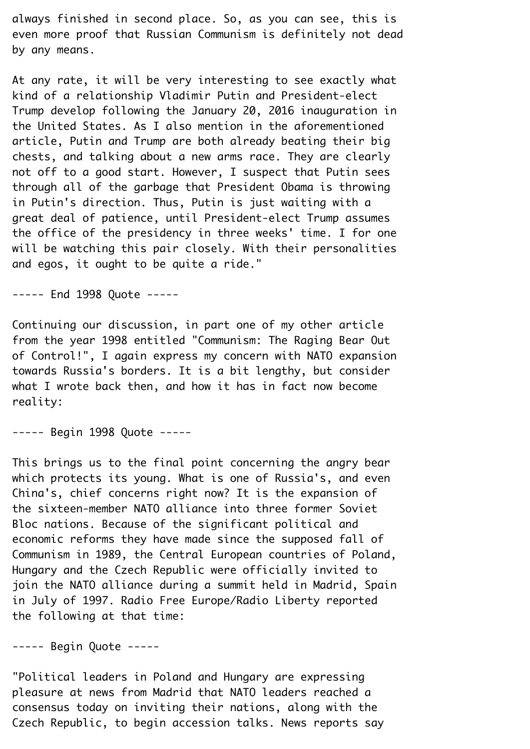always finished in second place. So, as you can see, this is even more proof that Russian Communism is definitely not dead by any means.

At any rate, it will be very interesting to see exactly what kind of a relationship Vladimir Putin and President-elect Trump develop following the January 20, 2016 inauguration in the United States. As I also mention in the aforementioned article, Putin and Trump are both already beating their big chests, and talking about a new arms race. They are clearly not off to a good start. However, I suspect that Putin sees through all of the garbage that President Obama is throwing in Putin's direction. Thus, Putin is just waiting with a great deal of patience, until President-elect Trump assumes the office of the presidency in three weeks' time. I for one will be watching this pair closely. With their personalities and egos, it ought to be quite a ride."

----- End 1998 Quote -----

Continuing our discussion, in part one of my other article from the year 1998 entitled "Communism: The Raging Bear Out of Control!", I again express my concern with NATO expansion towards Russia's borders. It is a bit lengthy, but consider what I wrote back then, and how it has in fact now become reality:

----- Begin 1998 Quote -----

This brings us to the final point concerning the angry bear which protects its young. What is one of Russia's, and even China's, chief concerns right now? It is the expansion of the sixteen-member NATO alliance into three former Soviet Bloc nations. Because of the significant political and economic reforms they have made since the supposed fall of Communism in 1989, the Central European countries of Poland, Hungary and the Czech Republic were officially invited to join the NATO alliance during a summit held in Madrid, Spain in July of 1997. Radio Free Europe/Radio Liberty reported the following at that time:

----- Begin Quote -----

"Political leaders in Poland and Hungary are expressing pleasure at news from Madrid that NATO leaders reached a consensus today on inviting their nations, along with the Czech Republic, to begin accession talks. News reports say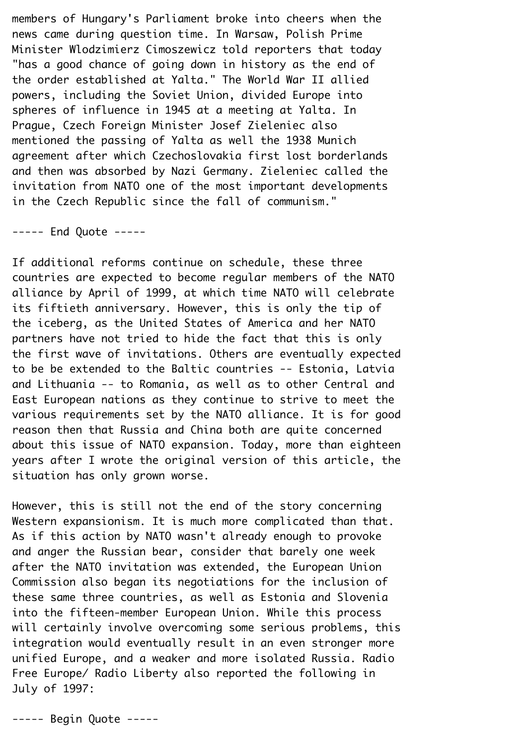members of Hungary's Parliament broke into cheers when the news came during question time. In Warsaw, Polish Prime Minister Wlodzimierz Cimoszewicz told reporters that today "has a good chance of going down in history as the end of the order established at Yalta." The World War II allied powers, including the Soviet Union, divided Europe into spheres of influence in 1945 at a meeting at Yalta. In Prague, Czech Foreign Minister Josef Zieleniec also mentioned the passing of Yalta as well the 1938 Munich agreement after which Czechoslovakia first lost borderlands and then was absorbed by Nazi Germany. Zieleniec called the invitation from NATO one of the most important developments in the Czech Republic since the fall of communism."

----- End Quote -----

If additional reforms continue on schedule, these three countries are expected to become regular members of the NATO alliance by April of 1999, at which time NATO will celebrate its fiftieth anniversary. However, this is only the tip of the iceberg, as the United States of America and her NATO partners have not tried to hide the fact that this is only the first wave of invitations. Others are eventually expected to be be extended to the Baltic countries -- Estonia, Latvia and Lithuania -- to Romania, as well as to other Central and East European nations as they continue to strive to meet the various requirements set by the NATO alliance. It is for good reason then that Russia and China both are quite concerned about this issue of NATO expansion. Today, more than eighteen years after I wrote the original version of this article, the situation has only grown worse.

However, this is still not the end of the story concerning Western expansionism. It is much more complicated than that. As if this action by NATO wasn't already enough to provoke and anger the Russian bear, consider that barely one week after the NATO invitation was extended, the European Union Commission also began its negotiations for the inclusion of these same three countries, as well as Estonia and Slovenia into the fifteen-member European Union. While this process will certainly involve overcoming some serious problems, this integration would eventually result in an even stronger more unified Europe, and a weaker and more isolated Russia. Radio Free Europe/ Radio Liberty also reported the following in July of 1997:

----- Begin Quote -----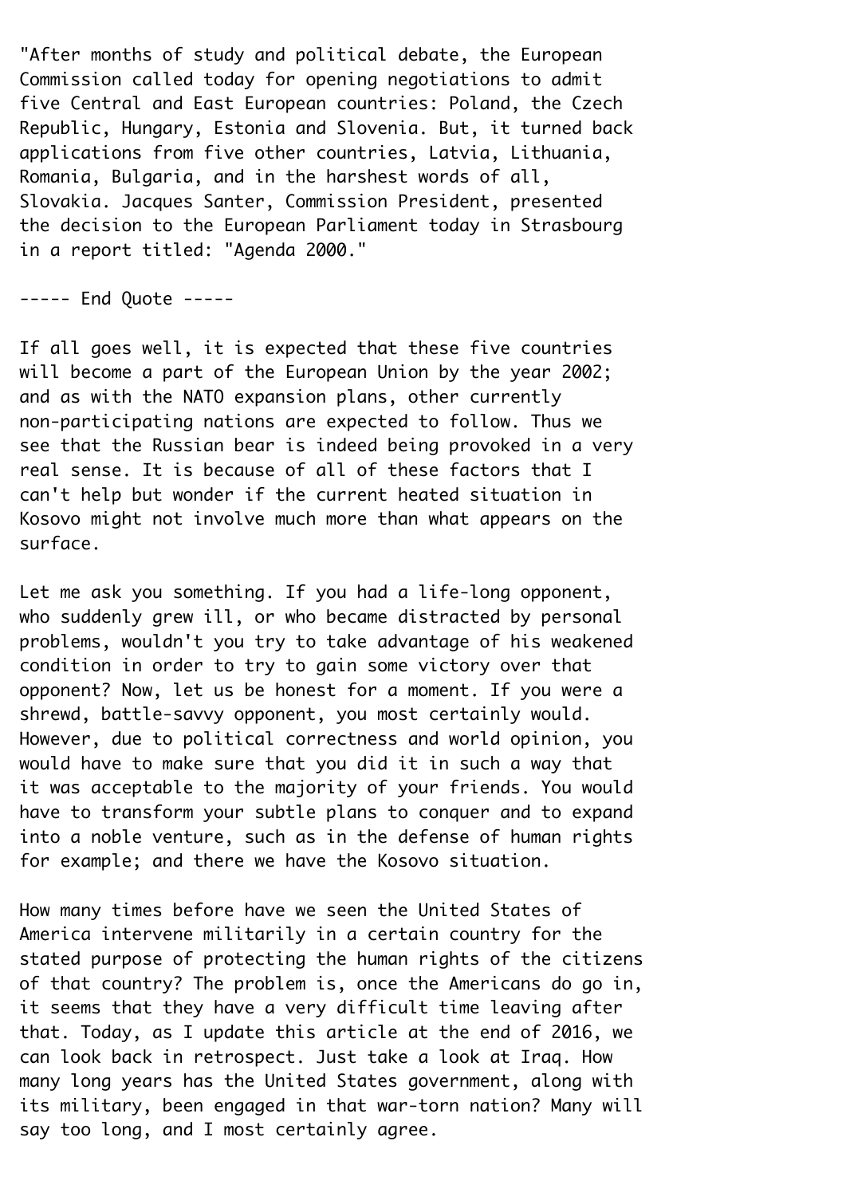"After months of study and political debate, the European Commission called today for opening negotiations to admit five Central and East European countries: Poland, the Czech Republic, Hungary, Estonia and Slovenia. But, it turned back applications from five other countries, Latvia, Lithuania, Romania, Bulgaria, and in the harshest words of all, Slovakia. Jacques Santer, Commission President, presented the decision to the European Parliament today in Strasbourg in a report titled: "Agenda 2000."

----- End Quote -----

If all goes well, it is expected that these five countries will become a part of the European Union by the year 2002; and as with the NATO expansion plans, other currently non-participating nations are expected to follow. Thus we see that the Russian bear is indeed being provoked in a very real sense. It is because of all of these factors that I can't help but wonder if the current heated situation in Kosovo might not involve much more than what appears on the surface.

Let me ask you something. If you had a life-long opponent, who suddenly grew ill, or who became distracted by personal problems, wouldn't you try to take advantage of his weakened condition in order to try to gain some victory over that opponent? Now, let us be honest for a moment. If you were a shrewd, battle-savvy opponent, you most certainly would. However, due to political correctness and world opinion, you would have to make sure that you did it in such a way that it was acceptable to the majority of your friends. You would have to transform your subtle plans to conquer and to expand into a noble venture, such as in the defense of human rights for example; and there we have the Kosovo situation.

How many times before have we seen the United States of America intervene militarily in a certain country for the stated purpose of protecting the human rights of the citizens of that country? The problem is, once the Americans do go in, it seems that they have a very difficult time leaving after that. Today, as I update this article at the end of 2016, we can look back in retrospect. Just take a look at Iraq. How many long years has the United States government, along with its military, been engaged in that war-torn nation? Many will say too long, and I most certainly agree.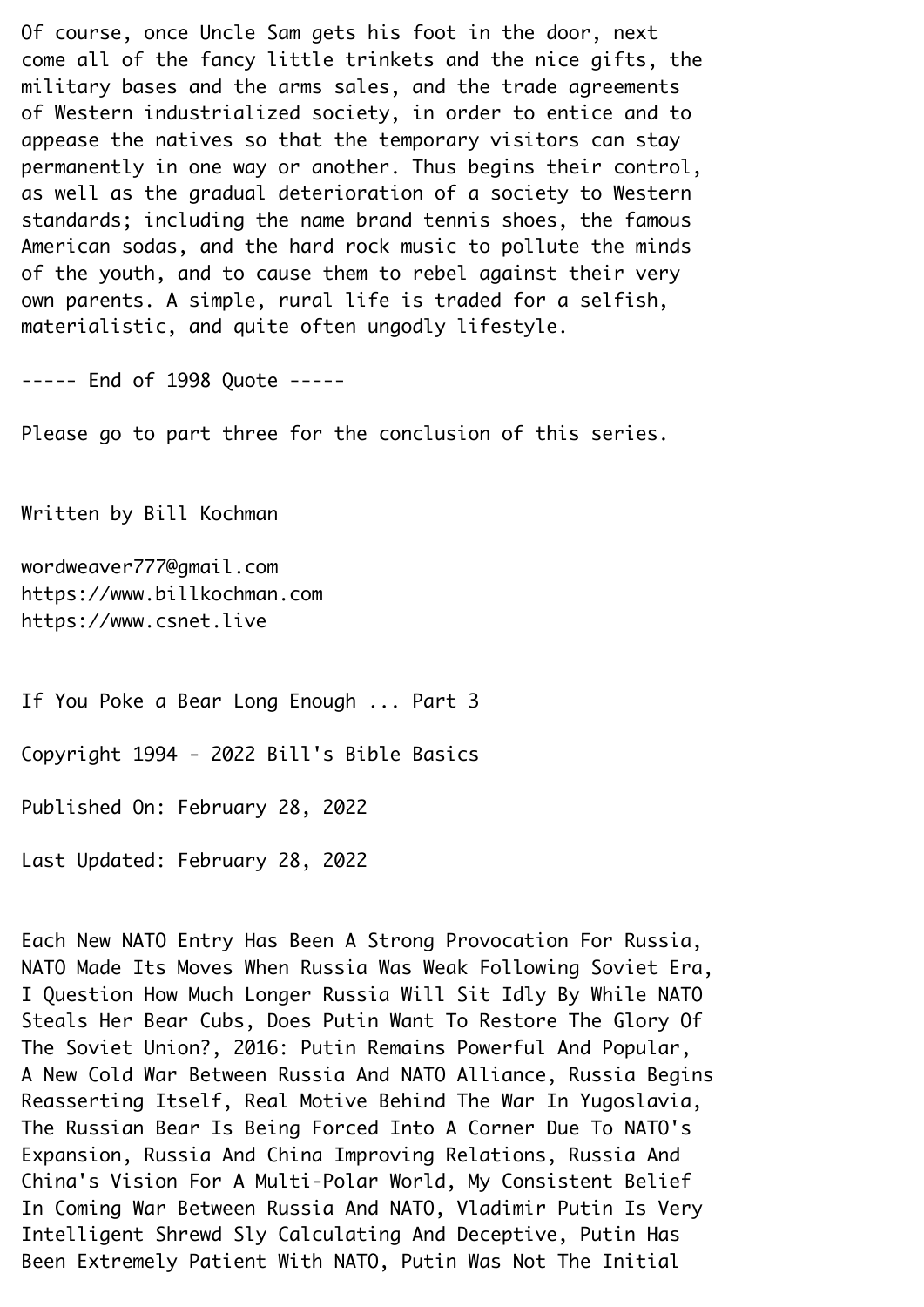Of course, once Uncle Sam gets his foot in the door, next come all of the fancy little trinkets and the nice gifts, the military bases and the arms sales, and the trade agreements of Western industrialized society, in order to entice and to appease the natives so that the temporary visitors can stay permanently in one way or another. Thus begins their control, as well as the gradual deterioration of a society to Western standards; including the name brand tennis shoes, the famous American sodas, and the hard rock music to pollute the minds of the youth, and to cause them to rebel against their very own parents. A simple, rural life is traded for a selfish, materialistic, and quite often ungodly lifestyle.

----- End of 1998 Quote -----

Please go to part three for the conclusion of this series.

Written by Bill Kochman

wordweaver777@gmail.com
https://www.billkochman.com
https://www.csnet.live

# If You Poke a Bear Long Enough ... Part 3

Copyright 1994 - 2022 Bill's Bible Basics

Published On: February 28, 2022

Last Updated: February 28, 2022

Each New NATO Entry Has Been A Strong Provocation For Russia, NATO Made Its Moves When Russia Was Weak Following Soviet Era, I Question How Much Longer Russia Will Sit Idly By While NATO Steals Her Bear Cubs, Does Putin Want To Restore The Glory Of The Soviet Union?, 2016: Putin Remains Powerful And Popular, A New Cold War Between Russia And NATO Alliance, Russia Begins Reasserting Itself, Real Motive Behind The War In Yugoslavia, The Russian Bear Is Being Forced Into A Corner Due To NATO's Expansion, Russia And China Improving Relations, Russia And China's Vision For A Multi-Polar World, My Consistent Belief In Coming War Between Russia And NATO, Vladimir Putin Is Very Intelligent Shrewd Sly Calculating And Deceptive, Putin Has Been Extremely Patient With NATO, Putin Was Not The Initial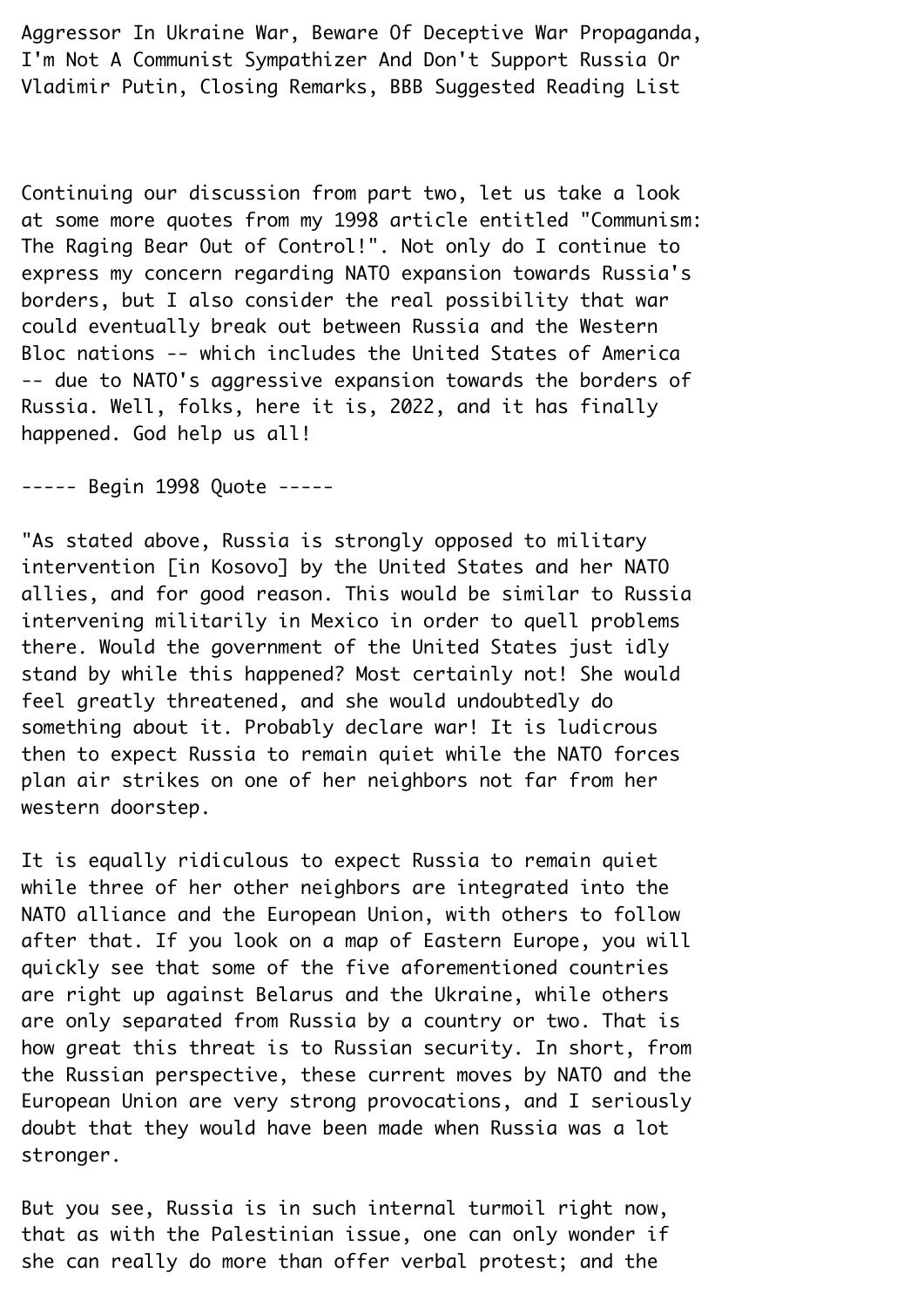Aggressor In Ukraine War, Beware Of Deceptive War Propaganda, I'm Not A Communist Sympathizer And Don't Support Russia Or Vladimir Putin, Closing Remarks, BBB Suggested Reading List

Continuing our discussion from part two, let us take a look at some more quotes from my 1998 article entitled "Communism: The Raging Bear Out of Control!". Not only do I continue to express my concern regarding NATO expansion towards Russia's borders, but I also consider the real possibility that war could eventually break out between Russia and the Western Bloc nations -- which includes the United States of America -- due to NATO's aggressive expansion towards the borders of Russia. Well, folks, here it is, 2022, and it has finally happened. God help us all!

----- Begin 1998 Quote -----

"As stated above, Russia is strongly opposed to military intervention [in Kosovo] by the United States and her NATO allies, and for good reason. This would be similar to Russia intervening militarily in Mexico in order to quell problems there. Would the government of the United States just idly stand by while this happened? Most certainly not! She would feel greatly threatened, and she would undoubtedly do something about it. Probably declare war! It is ludicrous then to expect Russia to remain quiet while the NATO forces plan air strikes on one of her neighbors not far from her western doorstep.

It is equally ridiculous to expect Russia to remain quiet while three of her other neighbors are integrated into the NATO alliance and the European Union, with others to follow after that. If you look on a map of Eastern Europe, you will quickly see that some of the five aforementioned countries are right up against Belarus and the Ukraine, while others are only separated from Russia by a country or two. That is how great this threat is to Russian security. In short, from the Russian perspective, these current moves by NATO and the European Union are very strong provocations, and I seriously doubt that they would have been made when Russia was a lot stronger.

But you see, Russia is in such internal turmoil right now, that as with the Palestinian issue, one can only wonder if she can really do more than offer verbal protest; and the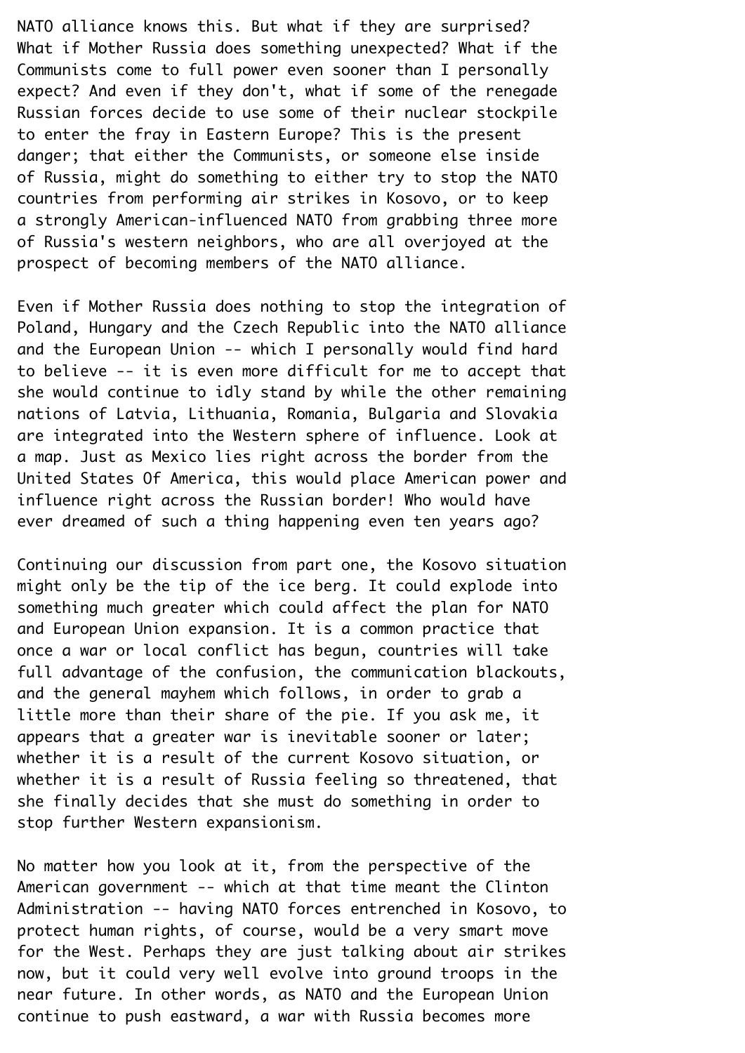NATO alliance knows this. But what if they are surprised? What if Mother Russia does something unexpected? What if the Communists come to full power even sooner than I personally expect? And even if they don't, what if some of the renegade Russian forces decide to use some of their nuclear stockpile to enter the fray in Eastern Europe? This is the present danger; that either the Communists, or someone else inside of Russia, might do something to either try to stop the NATO countries from performing air strikes in Kosovo, or to keep a strongly American-influenced NATO from grabbing three more of Russia's western neighbors, who are all overjoyed at the prospect of becoming members of the NATO alliance.

Even if Mother Russia does nothing to stop the integration of Poland, Hungary and the Czech Republic into the NATO alliance and the European Union -- which I personally would find hard to believe -- it is even more difficult for me to accept that she would continue to idly stand by while the other remaining nations of Latvia, Lithuania, Romania, Bulgaria and Slovakia are integrated into the Western sphere of influence. Look at a map. Just as Mexico lies right across the border from the United States Of America, this would place American power and influence right across the Russian border! Who would have ever dreamed of such a thing happening even ten years ago?

Continuing our discussion from part one, the Kosovo situation might only be the tip of the ice berg. It could explode into something much greater which could affect the plan for NATO and European Union expansion. It is a common practice that once a war or local conflict has begun, countries will take full advantage of the confusion, the communication blackouts, and the general mayhem which follows, in order to grab a little more than their share of the pie. If you ask me, it appears that a greater war is inevitable sooner or later; whether it is a result of the current Kosovo situation, or whether it is a result of Russia feeling so threatened, that she finally decides that she must do something in order to stop further Western expansionism.

No matter how you look at it, from the perspective of the American government -- which at that time meant the Clinton Administration -- having NATO forces entrenched in Kosovo, to protect human rights, of course, would be a very smart move for the West. Perhaps they are just talking about air strikes now, but it could very well evolve into ground troops in the near future. In other words, as NATO and the European Union continue to push eastward, a war with Russia becomes more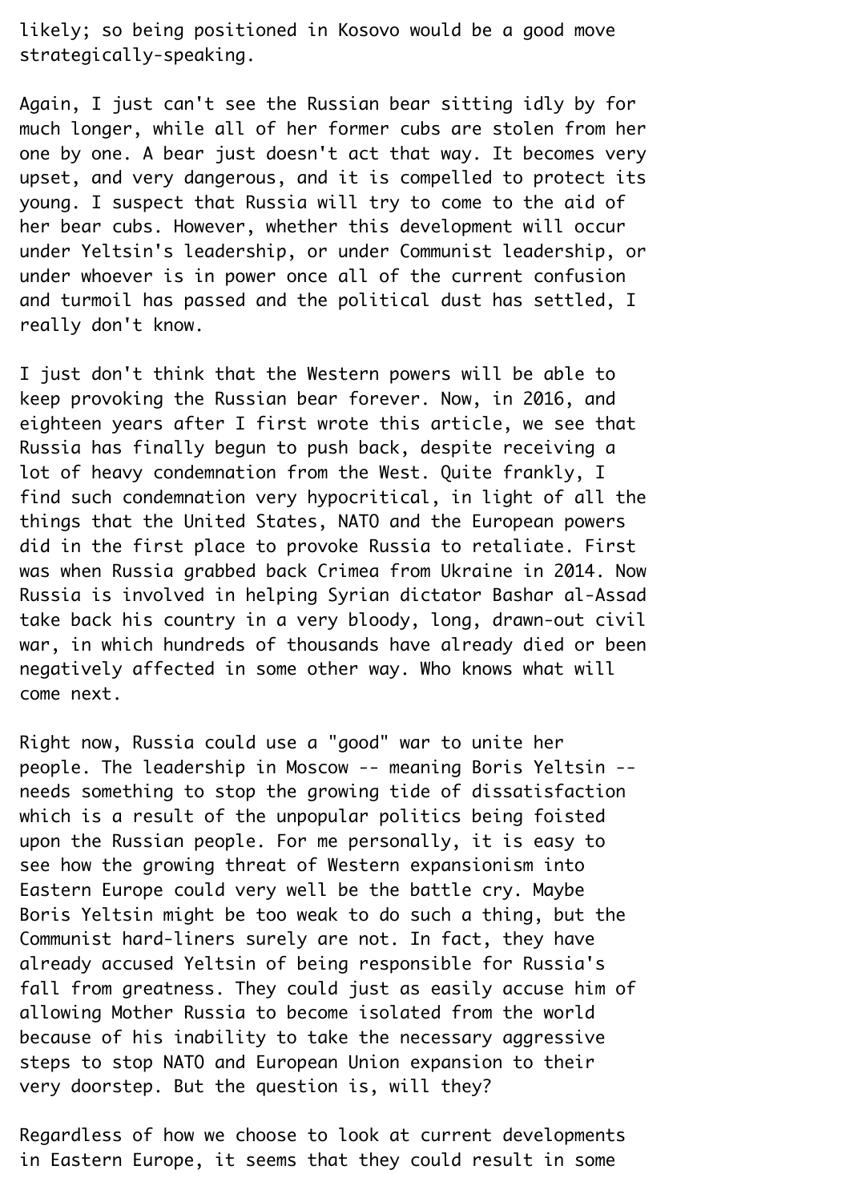likely; so being positioned in Kosovo would be a good move strategically-speaking.

Again, I just can't see the Russian bear sitting idly by for much longer, while all of her former cubs are stolen from her one by one. A bear just doesn't act that way. It becomes very upset, and very dangerous, and it is compelled to protect its young. I suspect that Russia will try to come to the aid of her bear cubs. However, whether this development will occur under Yeltsin's leadership, or under Communist leadership, or under whoever is in power once all of the current confusion and turmoil has passed and the political dust has settled, I really don't know.

I just don't think that the Western powers will be able to keep provoking the Russian bear forever. Now, in 2016, and eighteen years after I first wrote this article, we see that Russia has finally begun to push back, despite receiving a lot of heavy condemnation from the West. Quite frankly, I find such condemnation very hypocritical, in light of all the things that the United States, NATO and the European powers did in the first place to provoke Russia to retaliate. First was when Russia grabbed back Crimea from Ukraine in 2014. Now Russia is involved in helping Syrian dictator Bashar al-Assad take back his country in a very bloody, long, drawn-out civil war, in which hundreds of thousands have already died or been negatively affected in some other way. Who knows what will come next.

Right now, Russia could use a "good" war to unite her people. The leadership in Moscow -- meaning Boris Yeltsin -- needs something to stop the growing tide of dissatisfaction which is a result of the unpopular politics being foisted upon the Russian people. For me personally, it is easy to see how the growing threat of Western expansionism into Eastern Europe could very well be the battle cry. Maybe Boris Yeltsin might be too weak to do such a thing, but the Communist hard-liners surely are not. In fact, they have already accused Yeltsin of being responsible for Russia's fall from greatness. They could just as easily accuse him of allowing Mother Russia to become isolated from the world because of his inability to take the necessary aggressive steps to stop NATO and European Union expansion to their very doorstep. But the question is, will they?

Regardless of how we choose to look at current developments in Eastern Europe, it seems that they could result in some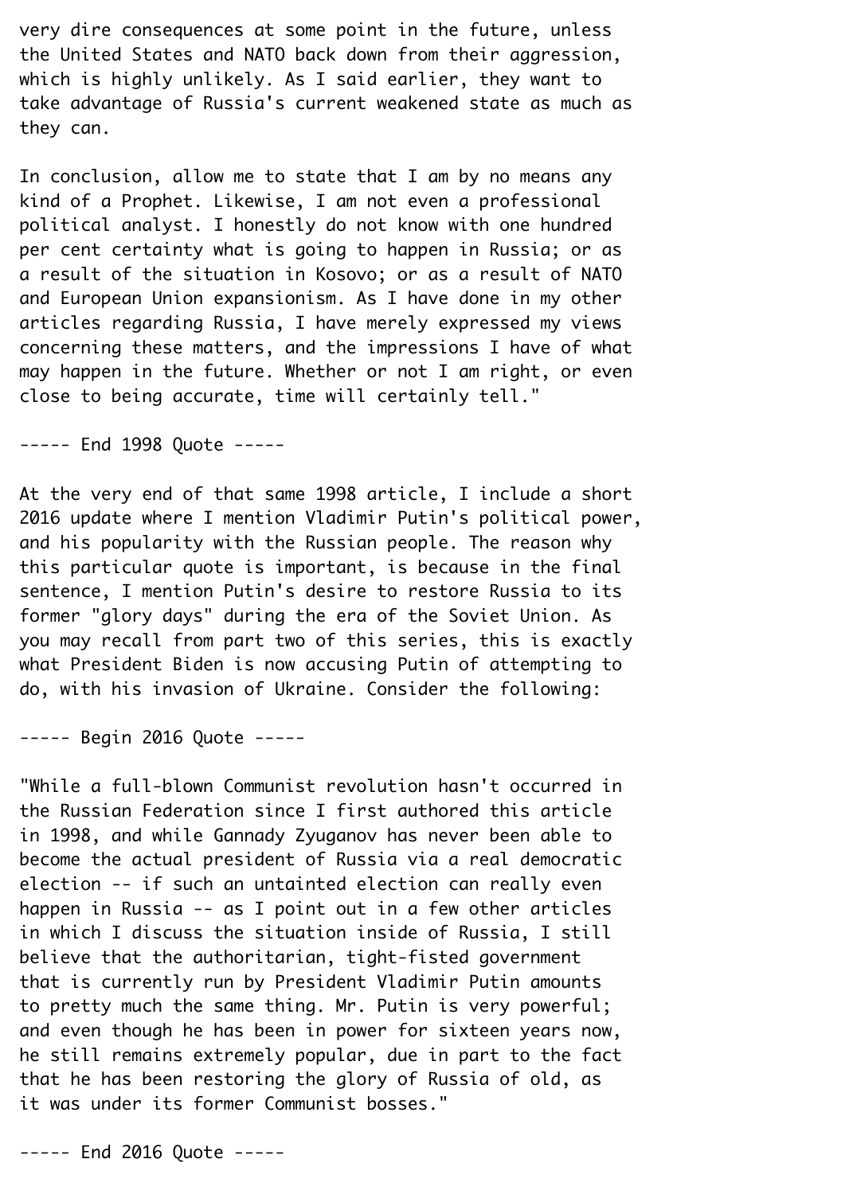very dire consequences at some point in the future, unless the United States and NATO back down from their aggression, which is highly unlikely. As I said earlier, they want to take advantage of Russia's current weakened state as much as they can.

In conclusion, allow me to state that I am by no means any kind of a Prophet. Likewise, I am not even a professional political analyst. I honestly do not know with one hundred per cent certainty what is going to happen in Russia; or as a result of the situation in Kosovo; or as a result of NATO and European Union expansionism. As I have done in my other articles regarding Russia, I have merely expressed my views concerning these matters, and the impressions I have of what may happen in the future. Whether or not I am right, or even close to being accurate, time will certainly tell."

----- End 1998 Quote -----

At the very end of that same 1998 article, I include a short 2016 update where I mention Vladimir Putin's political power, and his popularity with the Russian people. The reason why this particular quote is important, is because in the final sentence, I mention Putin's desire to restore Russia to its former "glory days" during the era of the Soviet Union. As you may recall from part two of this series, this is exactly what President Biden is now accusing Putin of attempting to do, with his invasion of Ukraine. Consider the following:

----- Begin 2016 Quote -----

"While a full-blown Communist revolution hasn't occurred in the Russian Federation since I first authored this article in 1998, and while Gannady Zyuganov has never been able to become the actual president of Russia via a real democratic election -- if such an untainted election can really even happen in Russia -- as I point out in a few other articles in which I discuss the situation inside of Russia, I still believe that the authoritarian, tight-fisted government that is currently run by President Vladimir Putin amounts to pretty much the same thing. Mr. Putin is very powerful; and even though he has been in power for sixteen years now, he still remains extremely popular, due in part to the fact that he has been restoring the glory of Russia of old, as it was under its former Communist bosses."

----- End 2016 Quote -----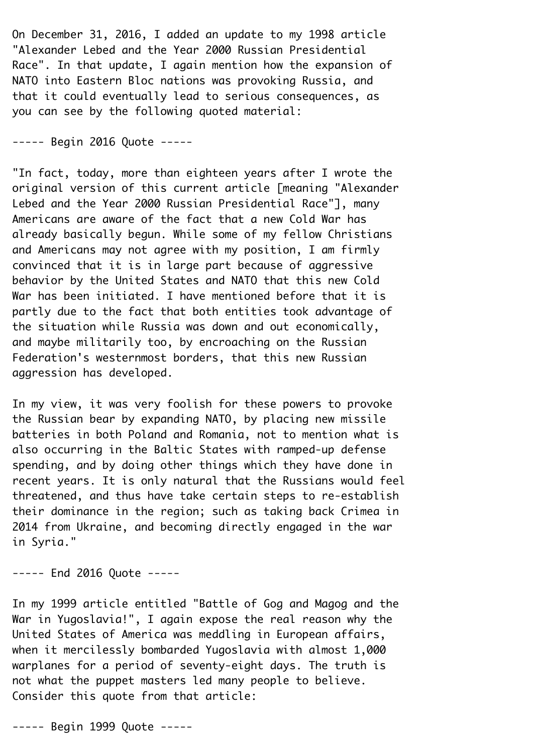On December 31, 2016, I added an update to my 1998 article "Alexander Lebed and the Year 2000 Russian Presidential Race". In that update, I again mention how the expansion of NATO into Eastern Bloc nations was provoking Russia, and that it could eventually lead to serious consequences, as you can see by the following quoted material:

----- Begin 2016 Quote -----

"In fact, today, more than eighteen years after I wrote the original version of this current article [meaning "Alexander Lebed and the Year 2000 Russian Presidential Race"], many Americans are aware of the fact that a new Cold War has already basically begun. While some of my fellow Christians and Americans may not agree with my position, I am firmly convinced that it is in large part because of aggressive behavior by the United States and NATO that this new Cold War has been initiated. I have mentioned before that it is partly due to the fact that both entities took advantage of the situation while Russia was down and out economically, and maybe militarily too, by encroaching on the Russian Federation's westernmost borders, that this new Russian aggression has developed.

In my view, it was very foolish for these powers to provoke the Russian bear by expanding NATO, by placing new missile batteries in both Poland and Romania, not to mention what is also occurring in the Baltic States with ramped-up defense spending, and by doing other things which they have done in recent years. It is only natural that the Russians would feel threatened, and thus have take certain steps to re-establish their dominance in the region; such as taking back Crimea in 2014 from Ukraine, and becoming directly engaged in the war in Syria."

----- End 2016 Quote -----

In my 1999 article entitled "Battle of Gog and Magog and the War in Yugoslavia!", I again expose the real reason why the United States of America was meddling in European affairs, when it mercilessly bombarded Yugoslavia with almost 1,000 warplanes for a period of seventy-eight days. The truth is not what the puppet masters led many people to believe. Consider this quote from that article:

----- Begin 1999 Quote -----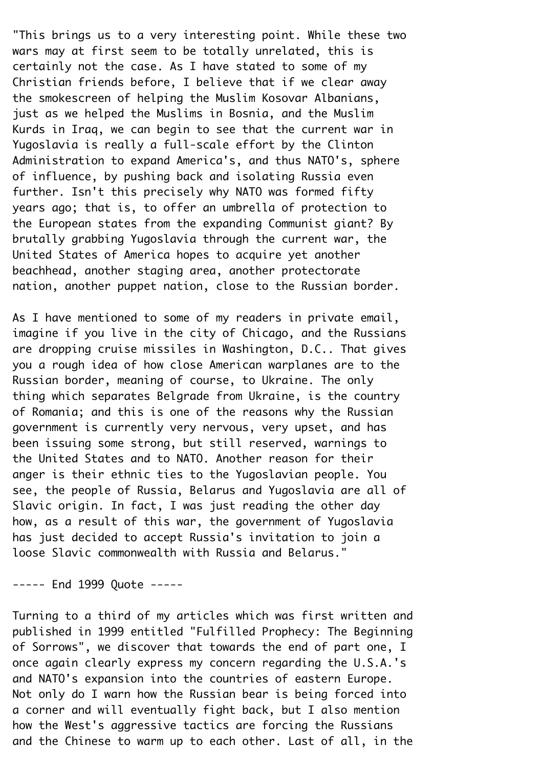"This brings us to a very interesting point. While these two wars may at first seem to be totally unrelated, this is certainly not the case. As I have stated to some of my Christian friends before, I believe that if we clear away the smokescreen of helping the Muslim Kosovar Albanians, just as we helped the Muslims in Bosnia, and the Muslim Kurds in Iraq, we can begin to see that the current war in Yugoslavia is really a full-scale effort by the Clinton Administration to expand America's, and thus NATO's, sphere of influence, by pushing back and isolating Russia even further. Isn't this precisely why NATO was formed fifty years ago; that is, to offer an umbrella of protection to the European states from the expanding Communist giant? By brutally grabbing Yugoslavia through the current war, the United States of America hopes to acquire yet another beachhead, another staging area, another protectorate nation, another puppet nation, close to the Russian border.

As I have mentioned to some of my readers in private email, imagine if you live in the city of Chicago, and the Russians are dropping cruise missiles in Washington, D.C.. That gives you a rough idea of how close American warplanes are to the Russian border, meaning of course, to Ukraine. The only thing which separates Belgrade from Ukraine, is the country of Romania; and this is one of the reasons why the Russian government is currently very nervous, very upset, and has been issuing some strong, but still reserved, warnings to the United States and to NATO. Another reason for their anger is their ethnic ties to the Yugoslavian people. You see, the people of Russia, Belarus and Yugoslavia are all of Slavic origin. In fact, I was just reading the other day how, as a result of this war, the government of Yugoslavia has just decided to accept Russia's invitation to join a loose Slavic commonwealth with Russia and Belarus."

----- End 1999 Quote -----

Turning to a third of my articles which was first written and published in 1999 entitled "Fulfilled Prophecy: The Beginning of Sorrows", we discover that towards the end of part one, I once again clearly express my concern regarding the U.S.A.'s and NATO's expansion into the countries of eastern Europe. Not only do I warn how the Russian bear is being forced into a corner and will eventually fight back, but I also mention how the West's aggressive tactics are forcing the Russians and the Chinese to warm up to each other. Last of all, in the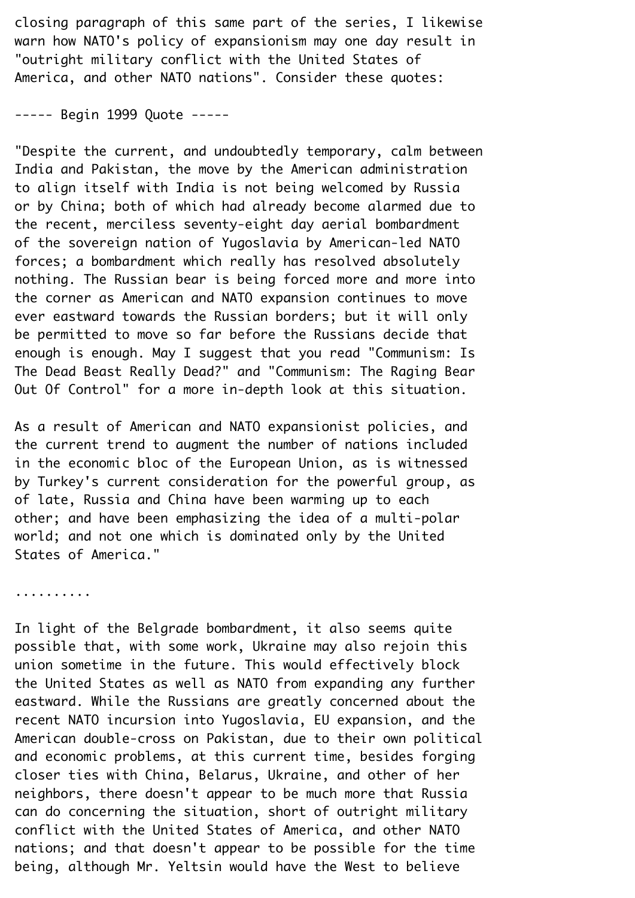closing paragraph of this same part of the series, I likewise warn how NATO's policy of expansionism may one day result in "outright military conflict with the United States of America, and other NATO nations". Consider these quotes:

----- Begin 1999 Quote -----

"Despite the current, and undoubtedly temporary, calm between India and Pakistan, the move by the American administration to align itself with India is not being welcomed by Russia or by China; both of which had already become alarmed due to the recent, merciless seventy-eight day aerial bombardment of the sovereign nation of Yugoslavia by American-led NATO forces; a bombardment which really has resolved absolutely nothing. The Russian bear is being forced more and more into the corner as American and NATO expansion continues to move ever eastward towards the Russian borders; but it will only be permitted to move so far before the Russians decide that enough is enough. May I suggest that you read "Communism: Is The Dead Beast Really Dead?" and "Communism: The Raging Bear Out Of Control" for a more in-depth look at this situation.

As a result of American and NATO expansionist policies, and the current trend to augment the number of nations included in the economic bloc of the European Union, as is witnessed by Turkey's current consideration for the powerful group, as of late, Russia and China have been warming up to each other; and have been emphasizing the idea of a multi-polar world; and not one which is dominated only by the United States of America."

..........

In light of the Belgrade bombardment, it also seems quite possible that, with some work, Ukraine may also rejoin this union sometime in the future. This would effectively block the United States as well as NATO from expanding any further eastward. While the Russians are greatly concerned about the recent NATO incursion into Yugoslavia, EU expansion, and the American double-cross on Pakistan, due to their own political and economic problems, at this current time, besides forging closer ties with China, Belarus, Ukraine, and other of her neighbors, there doesn't appear to be much more that Russia can do concerning the situation, short of outright military conflict with the United States of America, and other NATO nations; and that doesn't appear to be possible for the time being, although Mr. Yeltsin would have the West to believe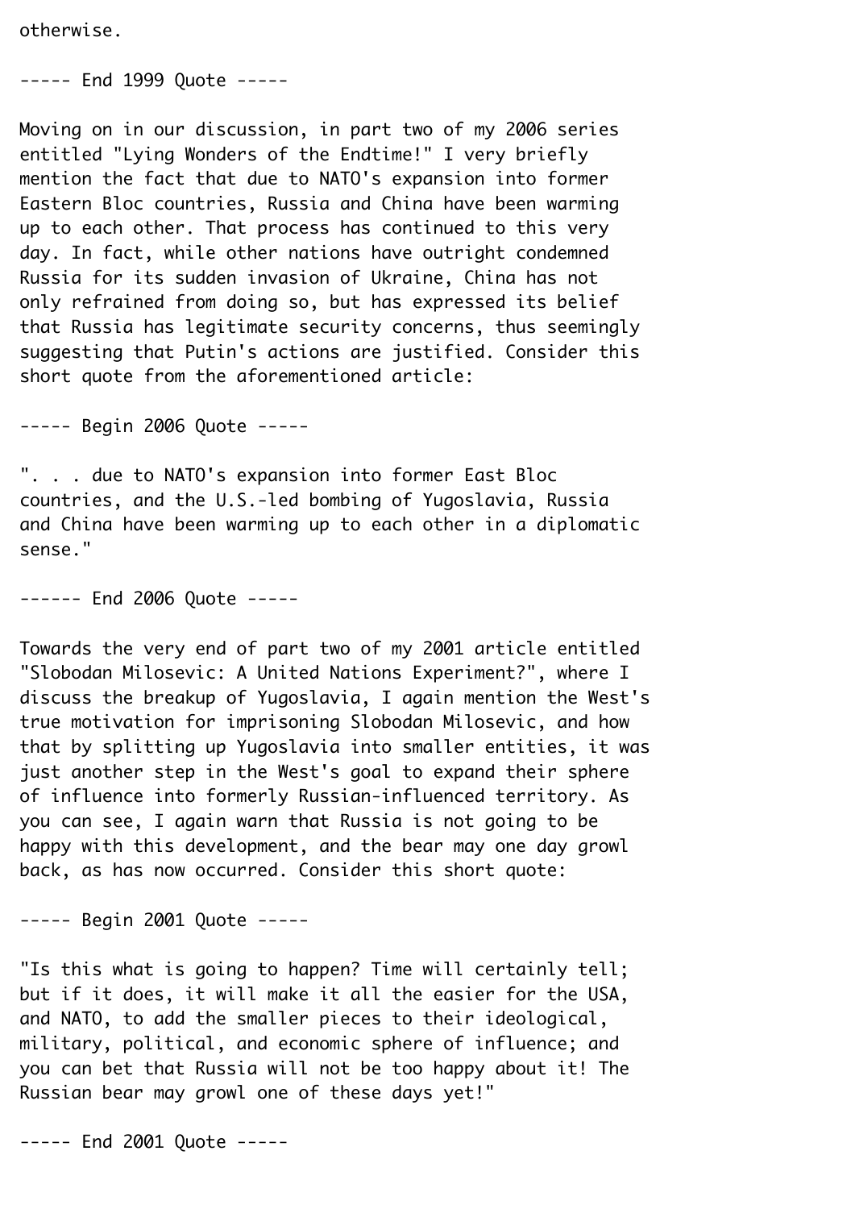otherwise.

----- End 1999 Quote -----

Moving on in our discussion, in part two of my 2006 series entitled "Lying Wonders of the Endtime!" I very briefly mention the fact that due to NATO's expansion into former Eastern Bloc countries, Russia and China have been warming up to each other. That process has continued to this very day. In fact, while other nations have outright condemned Russia for its sudden invasion of Ukraine, China has not only refrained from doing so, but has expressed its belief that Russia has legitimate security concerns, thus seemingly suggesting that Putin's actions are justified. Consider this short quote from the aforementioned article:

----- Begin 2006 Quote -----

". . . due to NATO's expansion into former East Bloc countries, and the U.S.-led bombing of Yugoslavia, Russia and China have been warming up to each other in a diplomatic sense."

------ End 2006 Quote -----

Towards the very end of part two of my 2001 article entitled "Slobodan Milosevic: A United Nations Experiment?", where I discuss the breakup of Yugoslavia, I again mention the West's true motivation for imprisoning Slobodan Milosevic, and how that by splitting up Yugoslavia into smaller entities, it was just another step in the West's goal to expand their sphere of influence into formerly Russian-influenced territory. As you can see, I again warn that Russia is not going to be happy with this development, and the bear may one day growl back, as has now occurred. Consider this short quote:

----- Begin 2001 Quote -----

"Is this what is going to happen? Time will certainly tell; but if it does, it will make it all the easier for the USA, and NATO, to add the smaller pieces to their ideological, military, political, and economic sphere of influence; and you can bet that Russia will not be too happy about it! The Russian bear may growl one of these days yet!"

----- End 2001 Quote -----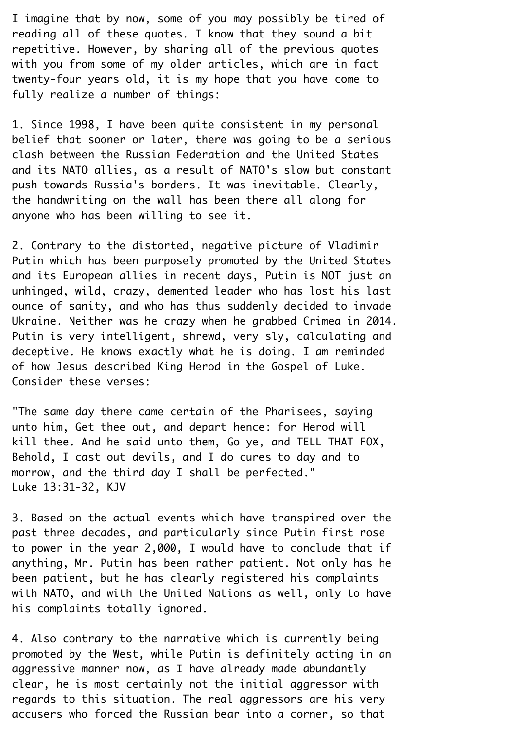I imagine that by now, some of you may possibly be tired of reading all of these quotes. I know that they sound a bit repetitive. However, by sharing all of the previous quotes with you from some of my older articles, which are in fact twenty-four years old, it is my hope that you have come to fully realize a number of things:

1. Since 1998, I have been quite consistent in my personal belief that sooner or later, there was going to be a serious clash between the Russian Federation and the United States and its NATO allies, as a result of NATO's slow but constant push towards Russia's borders. It was inevitable. Clearly, the handwriting on the wall has been there all along for anyone who has been willing to see it.

2. Contrary to the distorted, negative picture of Vladimir Putin which has been purposely promoted by the United States and its European allies in recent days, Putin is NOT just an unhinged, wild, crazy, demented leader who has lost his last ounce of sanity, and who has thus suddenly decided to invade Ukraine. Neither was he crazy when he grabbed Crimea in 2014. Putin is very intelligent, shrewd, very sly, calculating and deceptive. He knows exactly what he is doing. I am reminded of how Jesus described King Herod in the Gospel of Luke. Consider these verses:

"The same day there came certain of the Pharisees, saying unto him, Get thee out, and depart hence: for Herod will kill thee. And he said unto them, Go ye, and TELL THAT FOX, Behold, I cast out devils, and I do cures to day and to morrow, and the third day I shall be perfected."
Luke 13:31-32, KJV

3. Based on the actual events which have transpired over the past three decades, and particularly since Putin first rose to power in the year 2,000, I would have to conclude that if anything, Mr. Putin has been rather patient. Not only has he been patient, but he has clearly registered his complaints with NATO, and with the United Nations as well, only to have his complaints totally ignored.

4. Also contrary to the narrative which is currently being promoted by the West, while Putin is definitely acting in an aggressive manner now, as I have already made abundantly clear, he is most certainly not the initial aggressor with regards to this situation. The real aggressors are his very accusers who forced the Russian bear into a corner, so that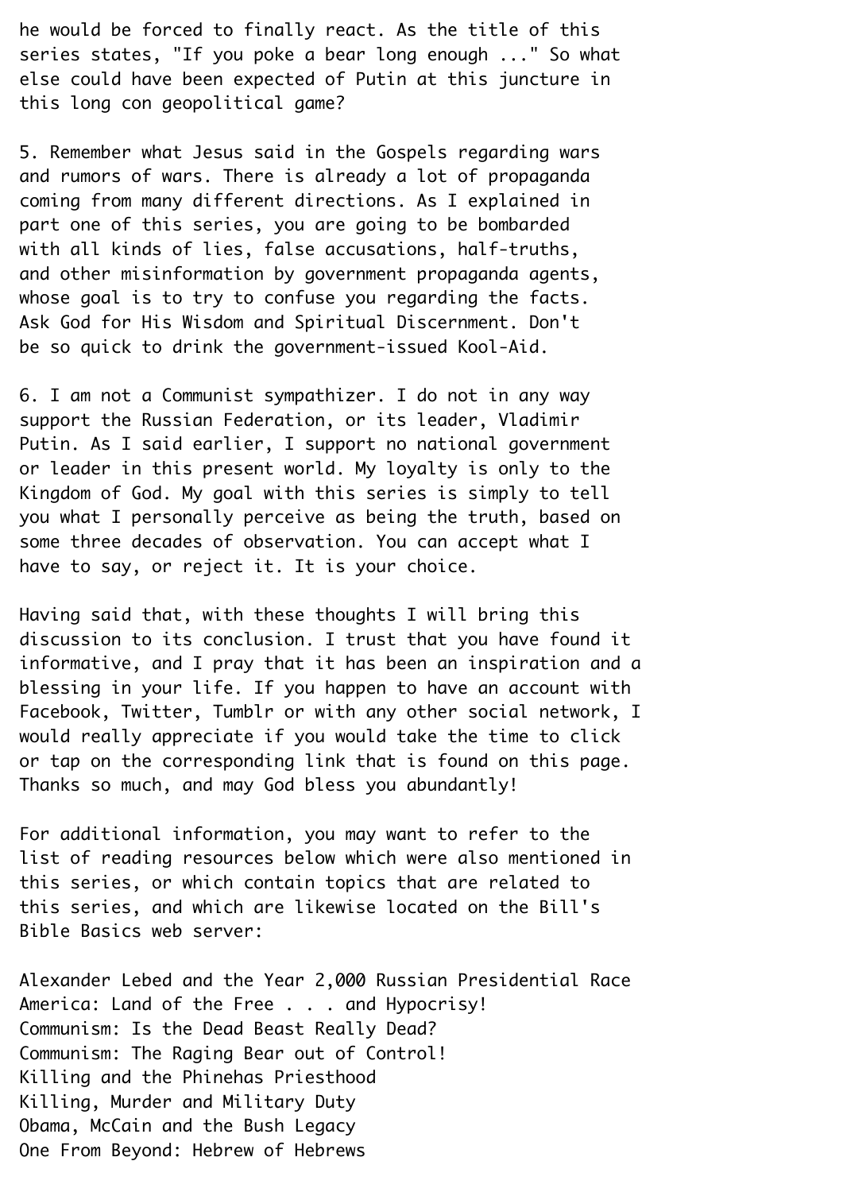he would be forced to finally react. As the title of this series states, "If you poke a bear long enough ..." So what else could have been expected of Putin at this juncture in this long con geopolitical game?

5. Remember what Jesus said in the Gospels regarding wars and rumors of wars. There is already a lot of propaganda coming from many different directions. As I explained in part one of this series, you are going to be bombarded with all kinds of lies, false accusations, half-truths, and other misinformation by government propaganda agents, whose goal is to try to confuse you regarding the facts. Ask God for His Wisdom and Spiritual Discernment. Don't be so quick to drink the government-issued Kool-Aid.

6. I am not a Communist sympathizer. I do not in any way support the Russian Federation, or its leader, Vladimir Putin. As I said earlier, I support no national government or leader in this present world. My loyalty is only to the Kingdom of God. My goal with this series is simply to tell you what I personally perceive as being the truth, based on some three decades of observation. You can accept what I have to say, or reject it. It is your choice.

Having said that, with these thoughts I will bring this discussion to its conclusion. I trust that you have found it informative, and I pray that it has been an inspiration and a blessing in your life. If you happen to have an account with Facebook, Twitter, Tumblr or with any other social network, I would really appreciate if you would take the time to click or tap on the corresponding link that is found on this page. Thanks so much, and may God bless you abundantly!

For additional information, you may want to refer to the list of reading resources below which were also mentioned in this series, or which contain topics that are related to this series, and which are likewise located on the Bill's Bible Basics web server:

Alexander Lebed and the Year 2,000 Russian Presidential Race
America: Land of the Free . . . and Hypocrisy!
Communism: Is the Dead Beast Really Dead?
Communism: The Raging Bear out of Control!
Killing and the Phinehas Priesthood
Killing, Murder and Military Duty
Obama, McCain and the Bush Legacy
One From Beyond: Hebrew of Hebrews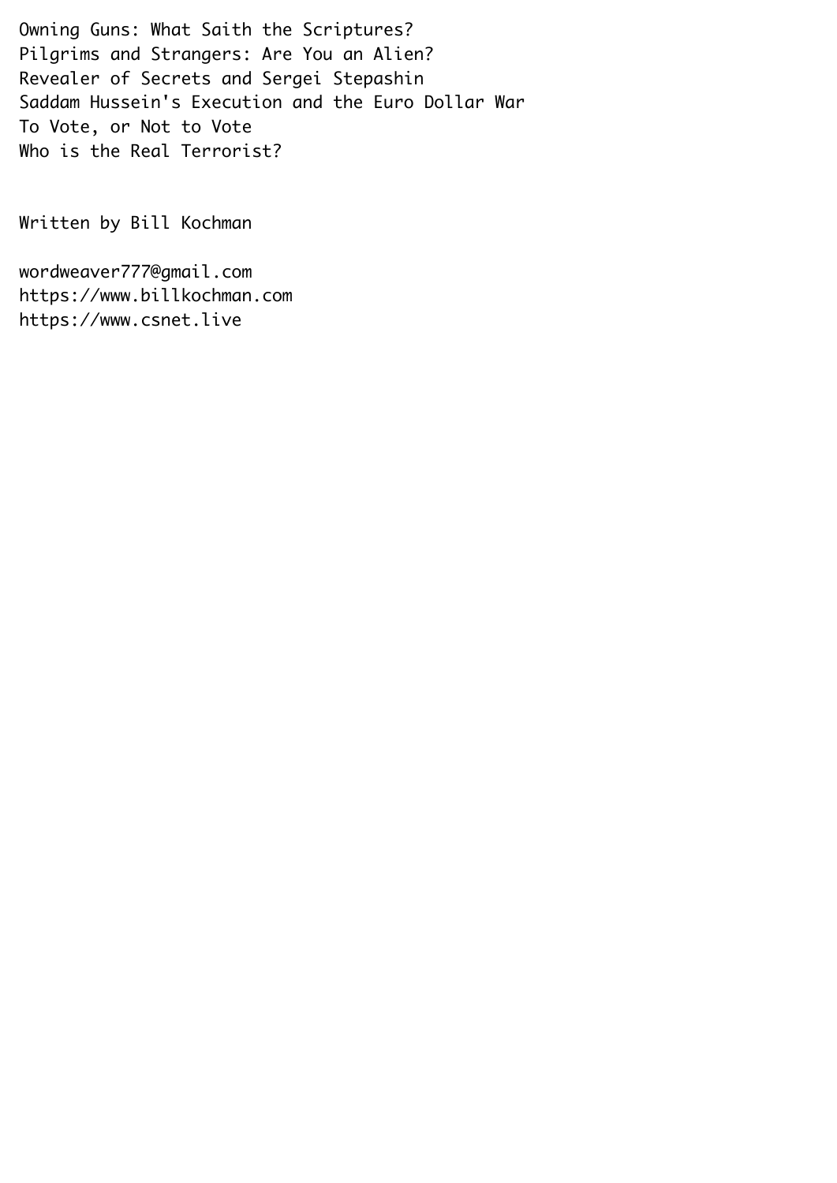Owning Guns: What Saith the Scriptures?
Pilgrims and Strangers: Are You an Alien?
Revealer of Secrets and Sergei Stepashin
Saddam Hussein's Execution and the Euro Dollar War
To Vote, or Not to Vote
Who is the Real Terrorist?

Written by Bill Kochman

wordweaver777@gmail.com
https://www.billkochman.com
https://www.csnet.live